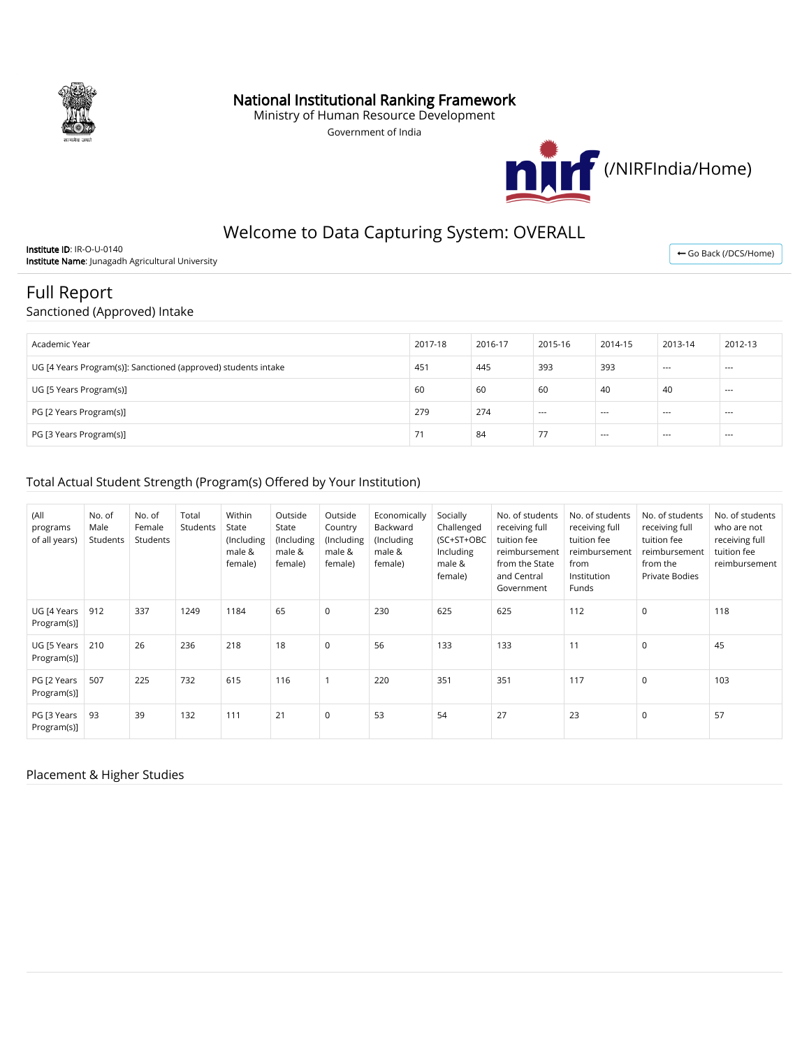# National Institutional Ranking Framework

Ministry of Human Resource Development

Government of India

(/NIRFIndia/Home)

## Welcome to Data Capturing System: OVERALL

**Institute ID**: IR-O-U-0140
**Institute Name**: Junagadh Agricultural University

Go Back (/DCS/Home)

# Full Report

## Sanctioned (Approved) Intake

| Academic Year | 2017-18 | 2016-17 | 2015-16 | 2014-15 | 2013-14 | 2012-13 |
|---|---|---|---|---|---|---|
| UG [4 Years Program(s)]: Sanctioned (approved) students intake | 451 | 445 | 393 | 393 | --- | --- |
| UG [5 Years Program(s)] | 60 | 60 | 60 | 40 | 40 | --- |
| PG [2 Years Program(s)] | 279 | 274 | --- | --- | --- | --- |
| PG [3 Years Program(s)] | 71 | 84 | 77 | --- | --- | --- |

## Total Actual Student Strength (Program(s) Offered by Your Institution)

| (All programs of all years) | No. of Male Students | No. of Female Students | Total Students | Within State (Including male & female) | Outside State (Including male & female) | Outside Country (Including male & female) | Economically Backward (Including male & female) | Socially Challenged (SC+ST+OBC Including male & female) | No. of students receiving full tuition fee reimbursement from the State and Central Government | No. of students receiving full tuition fee reimbursement from Institution Funds | No. of students receiving full tuition fee reimbursement from the Private Bodies | No. of students who are not receiving full tuition fee reimbursement |
|---|---|---|---|---|---|---|---|---|---|---|---|---|
| UG [4 Years Program(s)] | 912 | 337 | 1249 | 1184 | 65 | 0 | 230 | 625 | 625 | 112 | 0 | 118 |
| UG [5 Years Program(s)] | 210 | 26 | 236 | 218 | 18 | 0 | 56 | 133 | 133 | 11 | 0 | 45 |
| PG [2 Years Program(s)] | 507 | 225 | 732 | 615 | 116 | 1 | 220 | 351 | 351 | 117 | 0 | 103 |
| PG [3 Years Program(s)] | 93 | 39 | 132 | 111 | 21 | 0 | 53 | 54 | 27 | 23 | 0 | 57 |

## Placement & Higher Studies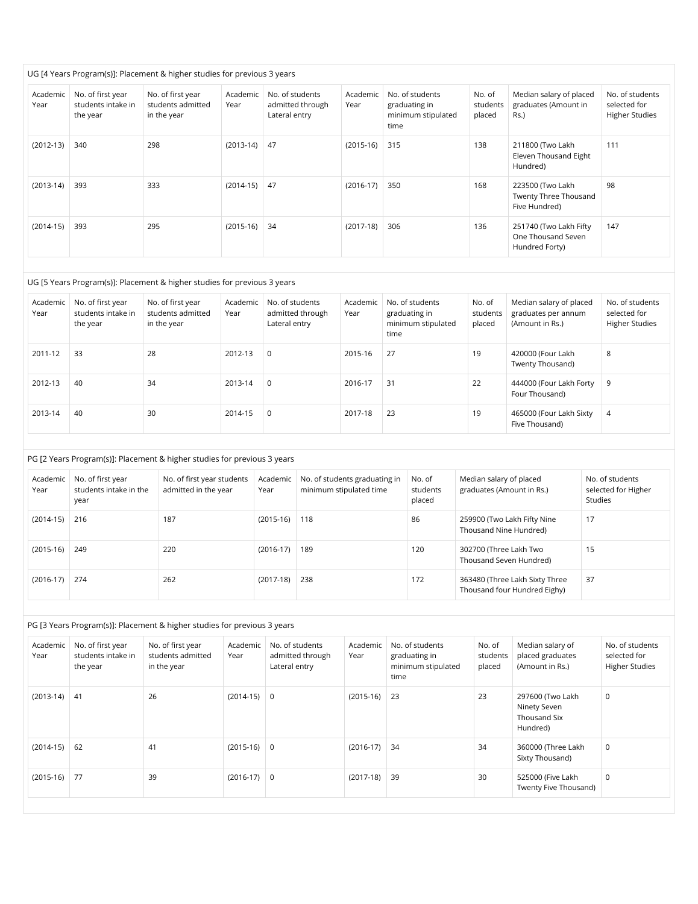UG [4 Years Program(s)]: Placement & higher studies for previous 3 years

| Academic Year | No. of first year students intake in the year | No. of first year students admitted in the year | Academic Year | No. of students admitted through Lateral entry | Academic Year | No. of students graduating in minimum stipulated time | No. of students placed | Median salary of placed graduates (Amount in Rs.) | No. of students selected for Higher Studies |
|---|---|---|---|---|---|---|---|---|---|
| (2012-13) | 340 | 298 | (2013-14) | 47 | (2015-16) | 315 | 138 | 211800 (Two Lakh Eleven Thousand Eight Hundred) | 111 |
| (2013-14) | 393 | 333 | (2014-15) | 47 | (2016-17) | 350 | 168 | 223500 (Two Lakh Twenty Three Thousand Five Hundred) | 98 |
| (2014-15) | 393 | 295 | (2015-16) | 34 | (2017-18) | 306 | 136 | 251740 (Two Lakh Fifty One Thousand Seven Hundred Forty) | 147 |

UG [5 Years Program(s)]: Placement & higher studies for previous 3 years

| Academic Year | No. of first year students intake in the year | No. of first year students admitted in the year | Academic Year | No. of students admitted through Lateral entry | Academic Year | No. of students graduating in minimum stipulated time | No. of students placed | Median salary of placed graduates per annum (Amount in Rs.) | No. of students selected for Higher Studies |
|---|---|---|---|---|---|---|---|---|---|
| 2011-12 | 33 | 28 | 2012-13 | 0 | 2015-16 | 27 | 19 | 420000 (Four Lakh Twenty Thousand) | 8 |
| 2012-13 | 40 | 34 | 2013-14 | 0 | 2016-17 | 31 | 22 | 444000 (Four Lakh Forty Four Thousand) | 9 |
| 2013-14 | 40 | 30 | 2014-15 | 0 | 2017-18 | 23 | 19 | 465000 (Four Lakh Sixty Five Thousand) | 4 |

PG [2 Years Program(s)]: Placement & higher studies for previous 3 years

| Academic Year | No. of first year students intake in the year | No. of first year students admitted in the year | Academic Year | No. of students graduating in minimum stipulated time | No. of students placed | Median salary of placed graduates (Amount in Rs.) | No. of students selected for Higher Studies |
|---|---|---|---|---|---|---|---|
| (2014-15) | 216 | 187 | (2015-16) | 118 | 86 | 259900 (Two Lakh Fifty Nine Thousand Nine Hundred) | 17 |
| (2015-16) | 249 | 220 | (2016-17) | 189 | 120 | 302700 (Three Lakh Two Thousand Seven Hundred) | 15 |
| (2016-17) | 274 | 262 | (2017-18) | 238 | 172 | 363480 (Three Lakh Sixty Three Thousand four Hundred Eighy) | 37 |

PG [3 Years Program(s)]: Placement & higher studies for previous 3 years

| Academic Year | No. of first year students intake in the year | No. of first year students admitted in the year | Academic Year | No. of students admitted through Lateral entry | Academic Year | No. of students graduating in minimum stipulated time | No. of students placed | Median salary of placed graduates (Amount in Rs.) | No. of students selected for Higher Studies |
|---|---|---|---|---|---|---|---|---|---|
| (2013-14) | 41 | 26 | (2014-15) | 0 | (2015-16) | 23 | 23 | 297600 (Two Lakh Ninety Seven Thousand Six Hundred) | 0 |
| (2014-15) | 62 | 41 | (2015-16) | 0 | (2016-17) | 34 | 34 | 360000 (Three Lakh Sixty Thousand) | 0 |
| (2015-16) | 77 | 39 | (2016-17) | 0 | (2017-18) | 39 | 30 | 525000 (Five Lakh Twenty Five Thousand) | 0 |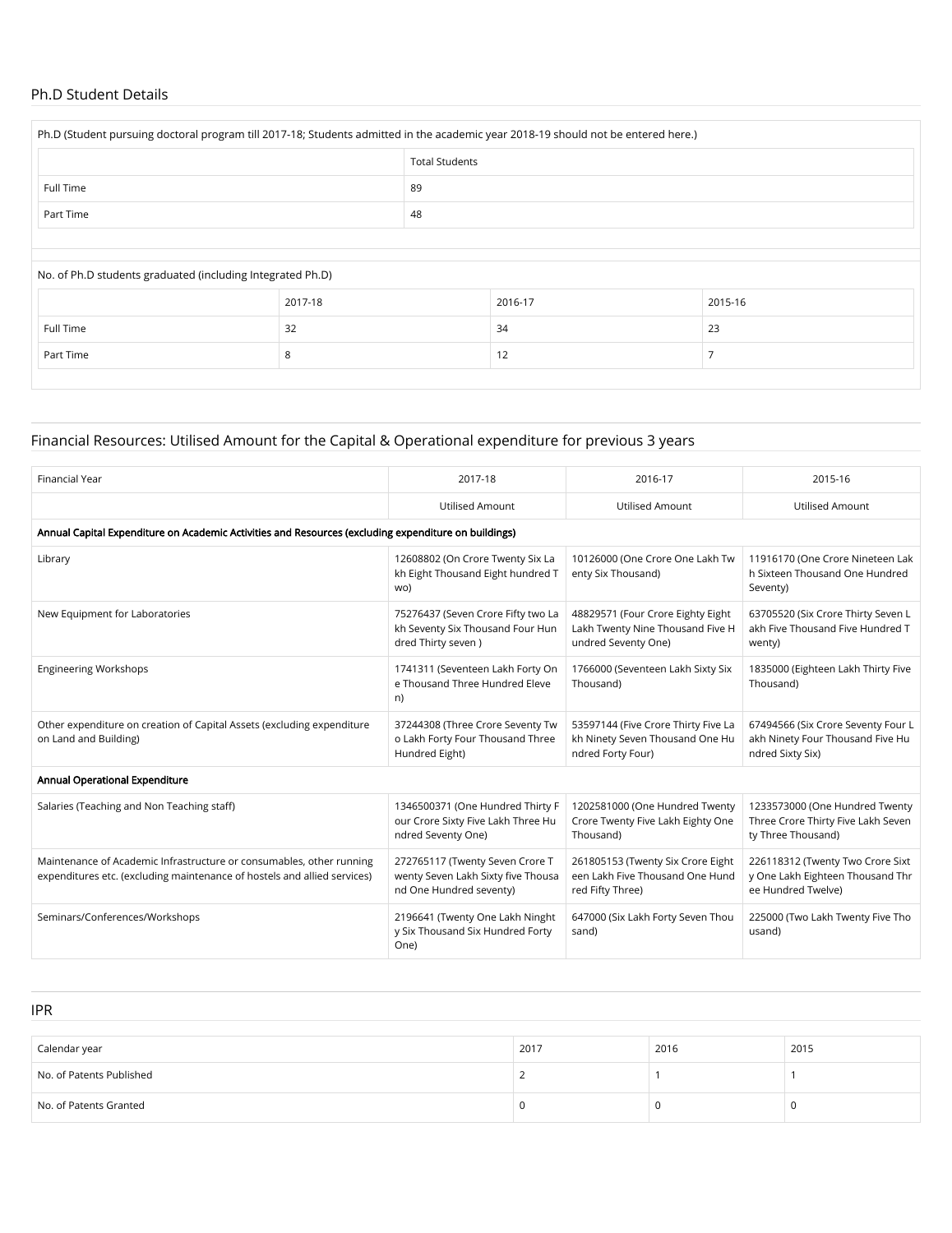## Ph.D Student Details

Ph.D (Student pursuing doctoral program till 2017-18; Students admitted in the academic year 2018-19 should not be entered here.)

| | Total Students |
|---|---|
| Full Time | 89 |
| Part Time | 48 |

No. of Ph.D students graduated (including Integrated Ph.D)

| | 2017-18 | 2016-17 | 2015-16 |
|---|---|---|---|
| Full Time | 32 | 34 | 23 |
| Part Time | 8 | 12 | 7 |

## Financial Resources: Utilised Amount for the Capital & Operational expenditure for previous 3 years

| Financial Year | 2017-18 | 2016-17 | 2015-16 |
|---|---|---|---|
| | Utilised Amount | Utilised Amount | Utilised Amount |
| **Annual Capital Expenditure on Academic Activities and Resources (excluding expenditure on buildings)** | | | |
| Library | 12608802 (On Crore Twenty Six Lakh Eight Thousand Eight hundred Two) | 10126000 (One Crore One Lakh Twenty Six Thousand) | 11916170 (One Crore Nineteen Lakh Sixteen Thousand One Hundred Seventy) |
| New Equipment for Laboratories | 75276437 (Seven Crore Fifty two Lakh Seventy Six Thousand Four Hundred Thirty seven ) | 48829571 (Four Crore Eighty Eight Lakh Twenty Nine Thousand Five Hundred Seventy One) | 63705520 (Six Crore Thirty Seven Lakh Five Thousand Five Hundred Twenty) |
| Engineering Workshops | 1741311 (Seventeen Lakh Forty One Thousand Three Hundred Eleven) | 1766000 (Seventeen Lakh Sixty Six Thousand) | 1835000 (Eighteen Lakh Thirty Five Thousand) |
| Other expenditure on creation of Capital Assets (excluding expenditure on Land and Building) | 37244308 (Three Crore Seventy Two Lakh Forty Four Thousand Three Hundred Eight) | 53597144 (Five Crore Thirty Five Lakh Ninety Seven Thousand One Hundred Forty Four) | 67494566 (Six Crore Seventy Four Lakh Ninety Four Thousand Five Hundred Sixty Six) |
| **Annual Operational Expenditure** | | | |
| Salaries (Teaching and Non Teaching staff) | 1346500371 (One Hundred Thirty Four Crore Sixty Five Lakh Three Hundred Seventy One) | 1202581000 (One Hundred Twenty Crore Twenty Five Lakh Eighty One Thousand) | 1233573000 (One Hundred Twenty Three Crore Thirty Five Lakh Seventy Three Thousand) |
| Maintenance of Academic Infrastructure or consumables, other running expenditures etc. (excluding maintenance of hostels and allied services) | 272765117 (Twenty Seven Crore Twenty Seven Lakh Sixty five Thousand One Hundred seventy) | 261805153 (Twenty Six Crore Eighteen Lakh Five Thousand One Hundred Fifty Three) | 226118312 (Twenty Two Crore Sixty One Lakh Eighteen Thousand Three Hundred Twelve) |
| Seminars/Conferences/Workshops | 2196641 (Twenty One Lakh Ninghty Six Thousand Six Hundred Forty One) | 647000 (Six Lakh Forty Seven Thousand) | 225000 (Two Lakh Twenty Five Thousand) |

## IPR

| Calendar year | 2017 | 2016 | 2015 |
|---|---|---|---|
| No. of Patents Published | 2 | 1 | 1 |
| No. of Patents Granted | 0 | 0 | 0 |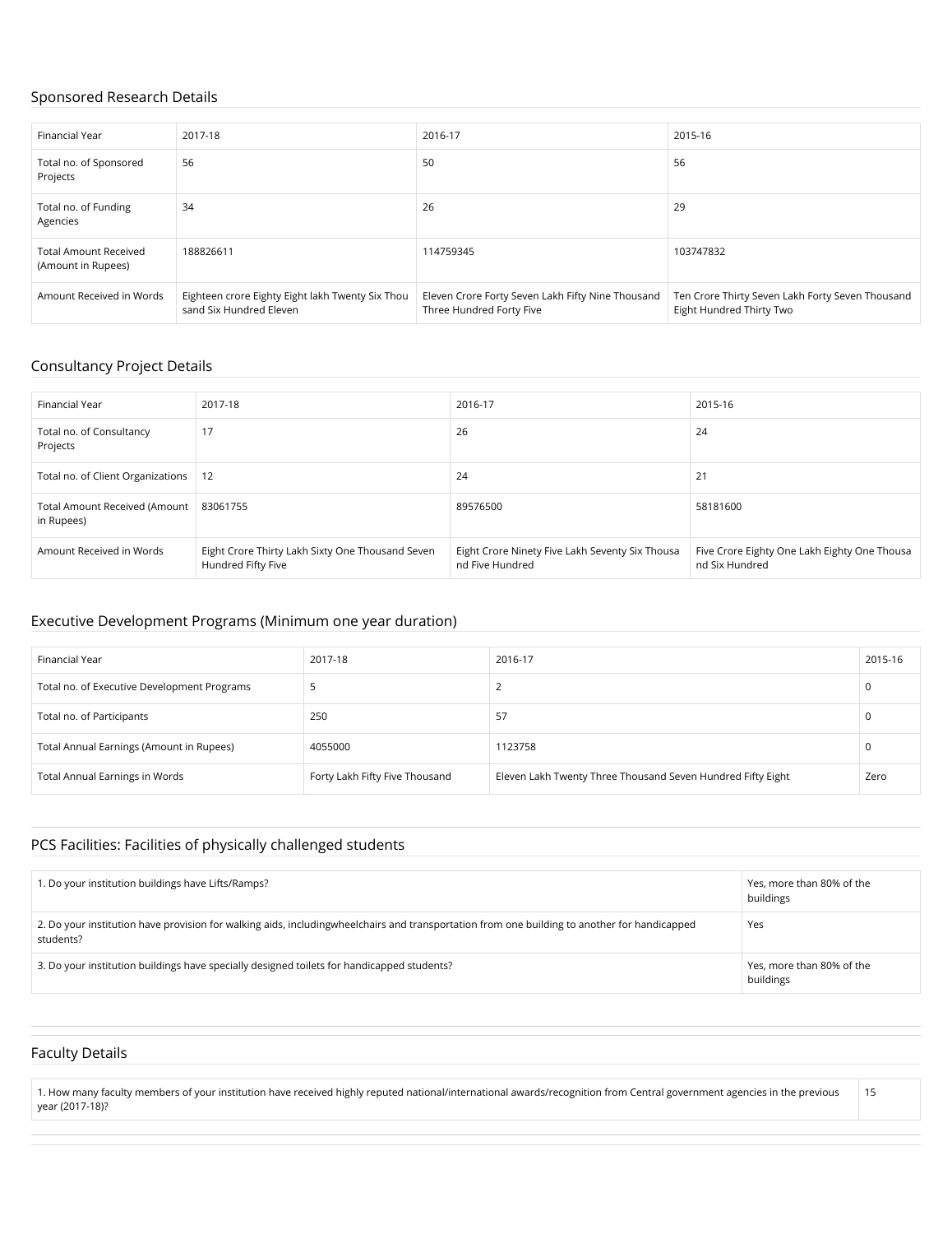## Sponsored Research Details

| Financial Year | 2017-18 | 2016-17 | 2015-16 |
|---|---|---|---|
| Total no. of Sponsored Projects | 56 | 50 | 56 |
| Total no. of Funding Agencies | 34 | 26 | 29 |
| Total Amount Received (Amount in Rupees) | 188826611 | 114759345 | 103747832 |
| Amount Received in Words | Eighteen crore Eighty Eight lakh Twenty Six Thousand Six Hundred Eleven | Eleven Crore Forty Seven Lakh Fifty Nine Thousand Three Hundred Forty Five | Ten Crore Thirty Seven Lakh Forty Seven Thousand Eight Hundred Thirty Two |

## Consultancy Project Details

| Financial Year | 2017-18 | 2016-17 | 2015-16 |
|---|---|---|---|
| Total no. of Consultancy Projects | 17 | 26 | 24 |
| Total no. of Client Organizations | 12 | 24 | 21 |
| Total Amount Received (Amount in Rupees) | 83061755 | 89576500 | 58181600 |
| Amount Received in Words | Eight Crore Thirty Lakh Sixty One Thousand Seven Hundred Fifty Five | Eight Crore Ninety Five Lakh Seventy Six Thousand Five Hundred | Five Crore Eighty One Lakh Eighty One Thousand Six Hundred |

## Executive Development Programs (Minimum one year duration)

| Financial Year | 2017-18 | 2016-17 | 2015-16 |
|---|---|---|---|
| Total no. of Executive Development Programs | 5 | 2 | 0 |
| Total no. of Participants | 250 | 57 | 0 |
| Total Annual Earnings (Amount in Rupees) | 4055000 | 1123758 | 0 |
| Total Annual Earnings in Words | Forty Lakh Fifty Five Thousand | Eleven Lakh Twenty Three Thousand Seven Hundred Fifty Eight | Zero |

## PCS Facilities: Facilities of physically challenged students

| Question | Response |
|---|---|
| 1. Do your institution buildings have Lifts/Ramps? | Yes, more than 80% of the buildings |
| 2. Do your institution have provision for walking aids, includingwheelchairs and transportation from one building to another for handicapped students? | Yes |
| 3. Do your institution buildings have specially designed toilets for handicapped students? | Yes, more than 80% of the buildings |

## Faculty Details

| Question | Response |
|---|---|
| 1. How many faculty members of your institution have received highly reputed national/international awards/recognition from Central government agencies in the previous year (2017-18)? | 15 |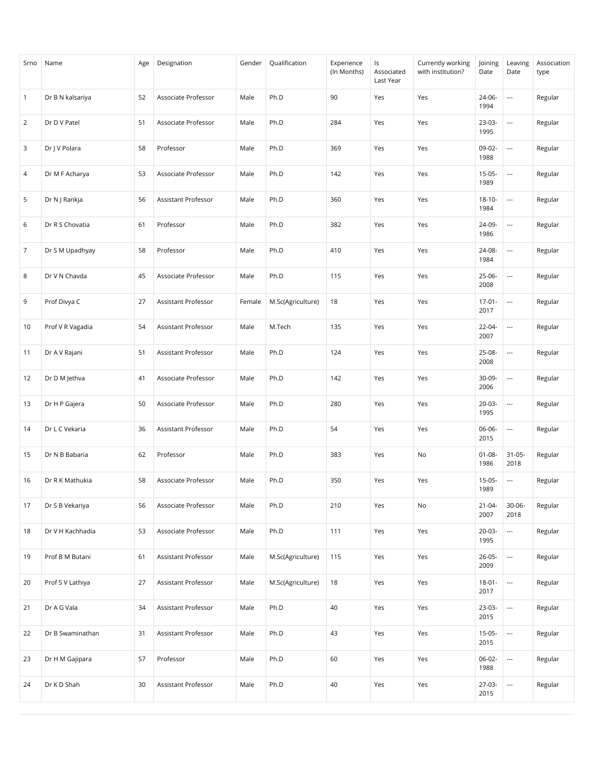| Srno | Name | Age | Designation | Gender | Qualification | Experience (In Months) | Is Associated Last Year | Currently working with institution? | Joining Date | Leaving Date | Association type |
|---|---|---|---|---|---|---|---|---|---|---|---|
| 1 | Dr B N kalsariya | 52 | Associate Professor | Male | Ph.D | 90 | Yes | Yes | 24-06-1994 | --- | Regular |
| 2 | Dr D V Patel | 51 | Associate Professor | Male | Ph.D | 284 | Yes | Yes | 23-03-1995 | --- | Regular |
| 3 | Dr J V Polara | 58 | Professor | Male | Ph.D | 369 | Yes | Yes | 09-02-1988 | --- | Regular |
| 4 | Dr M F Acharya | 53 | Associate Professor | Male | Ph.D | 142 | Yes | Yes | 15-05-1989 | --- | Regular |
| 5 | Dr N J Rankja | 56 | Assistant Professor | Male | Ph.D | 360 | Yes | Yes | 18-10-1984 | --- | Regular |
| 6 | Dr R S Chovatia | 61 | Professor | Male | Ph.D | 382 | Yes | Yes | 24-09-1986 | --- | Regular |
| 7 | Dr S M Upadhyay | 58 | Professor | Male | Ph.D | 410 | Yes | Yes | 24-08-1984 | --- | Regular |
| 8 | Dr V N Chavda | 45 | Associate Professor | Male | Ph.D | 115 | Yes | Yes | 25-06-2008 | --- | Regular |
| 9 | Prof Divya C | 27 | Assistant Professor | Female | M.Sc(Agriculture) | 18 | Yes | Yes | 17-01-2017 | --- | Regular |
| 10 | Prof V R Vagadia | 54 | Assistant Professor | Male | M.Tech | 135 | Yes | Yes | 22-04-2007 | --- | Regular |
| 11 | Dr A V Rajani | 51 | Assistant Professor | Male | Ph.D | 124 | Yes | Yes | 25-08-2008 | --- | Regular |
| 12 | Dr D M Jethva | 41 | Associate Professor | Male | Ph.D | 142 | Yes | Yes | 30-09-2006 | --- | Regular |
| 13 | Dr H P Gajera | 50 | Associate Professor | Male | Ph.D | 280 | Yes | Yes | 20-03-1995 | --- | Regular |
| 14 | Dr L C Vekaria | 36 | Assistant Professor | Male | Ph.D | 54 | Yes | Yes | 06-06-2015 | --- | Regular |
| 15 | Dr N B Babaria | 62 | Professor | Male | Ph.D | 383 | Yes | No | 01-08-1986 | 31-05-2018 | Regular |
| 16 | Dr R K Mathukia | 58 | Associate Professor | Male | Ph.D | 350 | Yes | Yes | 15-05-1989 | --- | Regular |
| 17 | Dr S B Vekariya | 56 | Associate Professor | Male | Ph.D | 210 | Yes | No | 21-04-2007 | 30-06-2018 | Regular |
| 18 | Dr V H Kachhadia | 53 | Associate Professor | Male | Ph.D | 111 | Yes | Yes | 20-03-1995 | --- | Regular |
| 19 | Prof B M Butani | 61 | Assistant Professor | Male | M.Sc(Agriculture) | 115 | Yes | Yes | 26-05-2009 | --- | Regular |
| 20 | Prof S V Lathiya | 27 | Assistant Professor | Male | M.Sc(Agriculture) | 18 | Yes | Yes | 18-01-2017 | --- | Regular |
| 21 | Dr A G Vala | 34 | Assistant Professor | Male | Ph.D | 40 | Yes | Yes | 23-03-2015 | --- | Regular |
| 22 | Dr B Swaminathan | 31 | Assistant Professor | Male | Ph.D | 43 | Yes | Yes | 15-05-2015 | --- | Regular |
| 23 | Dr H M Gajipara | 57 | Professor | Male | Ph.D | 60 | Yes | Yes | 06-02-1988 | --- | Regular |
| 24 | Dr K D Shah | 30 | Assistant Professor | Male | Ph.D | 40 | Yes | Yes | 27-03-2015 | --- | Regular |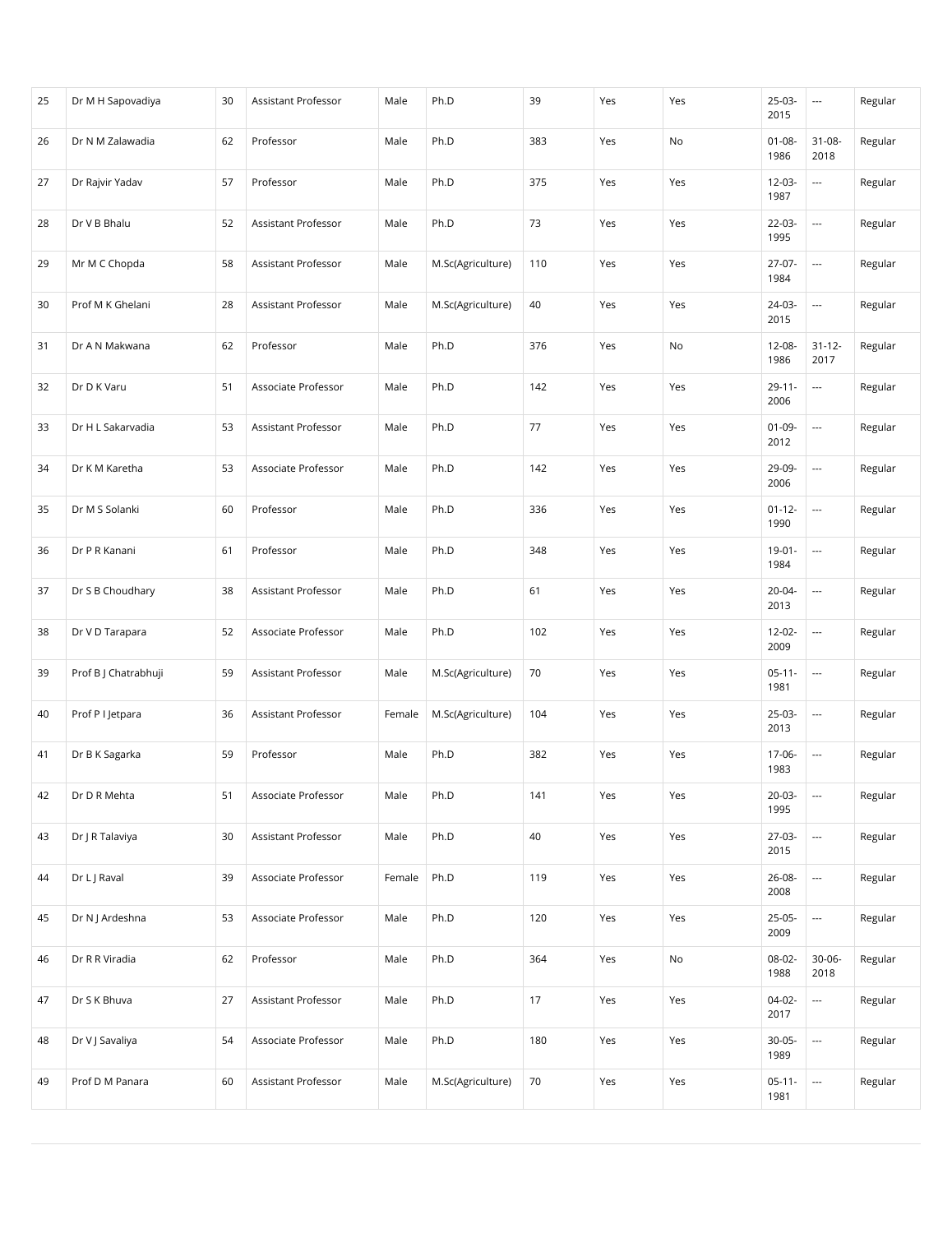| 25 | Dr M H Sapovadiya | 30 | Assistant Professor | Male | Ph.D | 39 | Yes | Yes | 25-03-2015 | --- | Regular |
|---|---|---|---|---|---|---|---|---|---|---|---|
| 26 | Dr N M Zalawadia | 62 | Professor | Male | Ph.D | 383 | Yes | No | 01-08-1986 | 31-08-2018 | Regular |
| 27 | Dr Rajvir Yadav | 57 | Professor | Male | Ph.D | 375 | Yes | Yes | 12-03-1987 | --- | Regular |
| 28 | Dr V B Bhalu | 52 | Assistant Professor | Male | Ph.D | 73 | Yes | Yes | 22-03-1995 | --- | Regular |
| 29 | Mr M C Chopda | 58 | Assistant Professor | Male | M.Sc(Agriculture) | 110 | Yes | Yes | 27-07-1984 | --- | Regular |
| 30 | Prof M K Ghelani | 28 | Assistant Professor | Male | M.Sc(Agriculture) | 40 | Yes | Yes | 24-03-2015 | --- | Regular |
| 31 | Dr A N Makwana | 62 | Professor | Male | Ph.D | 376 | Yes | No | 12-08-1986 | 31-12-2017 | Regular |
| 32 | Dr D K Varu | 51 | Associate Professor | Male | Ph.D | 142 | Yes | Yes | 29-11-2006 | --- | Regular |
| 33 | Dr H L Sakarvadia | 53 | Assistant Professor | Male | Ph.D | 77 | Yes | Yes | 01-09-2012 | --- | Regular |
| 34 | Dr K M Karetha | 53 | Associate Professor | Male | Ph.D | 142 | Yes | Yes | 29-09-2006 | --- | Regular |
| 35 | Dr M S Solanki | 60 | Professor | Male | Ph.D | 336 | Yes | Yes | 01-12-1990 | --- | Regular |
| 36 | Dr P R Kanani | 61 | Professor | Male | Ph.D | 348 | Yes | Yes | 19-01-1984 | --- | Regular |
| 37 | Dr S B Choudhary | 38 | Assistant Professor | Male | Ph.D | 61 | Yes | Yes | 20-04-2013 | --- | Regular |
| 38 | Dr V D Tarapara | 52 | Associate Professor | Male | Ph.D | 102 | Yes | Yes | 12-02-2009 | --- | Regular |
| 39 | Prof B J Chatrabhuji | 59 | Assistant Professor | Male | M.Sc(Agriculture) | 70 | Yes | Yes | 05-11-1981 | --- | Regular |
| 40 | Prof P I Jetpara | 36 | Assistant Professor | Female | M.Sc(Agriculture) | 104 | Yes | Yes | 25-03-2013 | --- | Regular |
| 41 | Dr B K Sagarka | 59 | Professor | Male | Ph.D | 382 | Yes | Yes | 17-06-1983 | --- | Regular |
| 42 | Dr D R Mehta | 51 | Associate Professor | Male | Ph.D | 141 | Yes | Yes | 20-03-1995 | --- | Regular |
| 43 | Dr J R Talaviya | 30 | Assistant Professor | Male | Ph.D | 40 | Yes | Yes | 27-03-2015 | --- | Regular |
| 44 | Dr L J Raval | 39 | Associate Professor | Female | Ph.D | 119 | Yes | Yes | 26-08-2008 | --- | Regular |
| 45 | Dr N J Ardeshna | 53 | Associate Professor | Male | Ph.D | 120 | Yes | Yes | 25-05-2009 | --- | Regular |
| 46 | Dr R R Viradia | 62 | Professor | Male | Ph.D | 364 | Yes | No | 08-02-1988 | 30-06-2018 | Regular |
| 47 | Dr S K Bhuva | 27 | Assistant Professor | Male | Ph.D | 17 | Yes | Yes | 04-02-2017 | --- | Regular |
| 48 | Dr V J Savaliya | 54 | Associate Professor | Male | Ph.D | 180 | Yes | Yes | 30-05-1989 | --- | Regular |
| 49 | Prof D M Panara | 60 | Assistant Professor | Male | M.Sc(Agriculture) | 70 | Yes | Yes | 05-11-1981 | --- | Regular |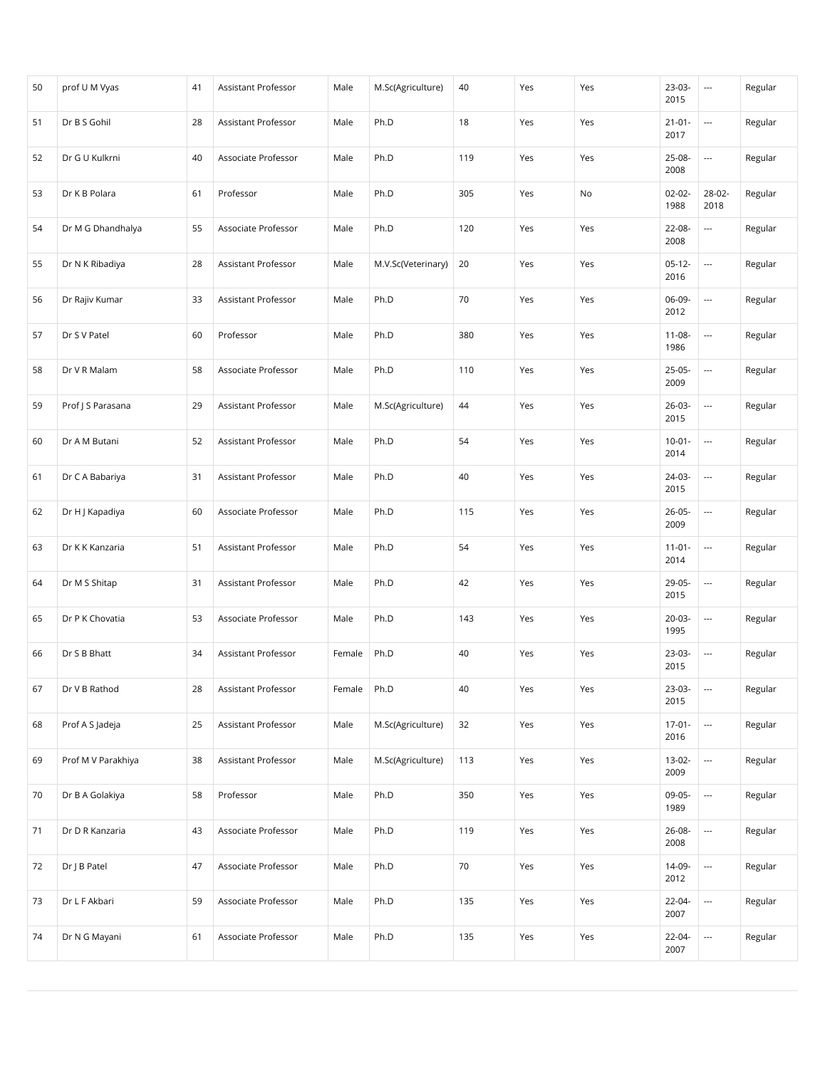| 50 | prof U M Vyas | 41 | Assistant Professor | Male | M.Sc(Agriculture) | 40 | Yes | Yes | 23-03-2015 | --- | Regular |
|---|---|---|---|---|---|---|---|---|---|---|---|
| 51 | Dr B S Gohil | 28 | Assistant Professor | Male | Ph.D | 18 | Yes | Yes | 21-01-2017 | --- | Regular |
| 52 | Dr G U Kulkrni | 40 | Associate Professor | Male | Ph.D | 119 | Yes | Yes | 25-08-2008 | --- | Regular |
| 53 | Dr K B Polara | 61 | Professor | Male | Ph.D | 305 | Yes | No | 02-02-1988 | 28-02-2018 | Regular |
| 54 | Dr M G Dhandhalya | 55 | Associate Professor | Male | Ph.D | 120 | Yes | Yes | 22-08-2008 | --- | Regular |
| 55 | Dr N K Ribadiya | 28 | Assistant Professor | Male | M.V.Sc(Veterinary) | 20 | Yes | Yes | 05-12-2016 | --- | Regular |
| 56 | Dr Rajiv Kumar | 33 | Assistant Professor | Male | Ph.D | 70 | Yes | Yes | 06-09-2012 | --- | Regular |
| 57 | Dr S V Patel | 60 | Professor | Male | Ph.D | 380 | Yes | Yes | 11-08-1986 | --- | Regular |
| 58 | Dr V R Malam | 58 | Associate Professor | Male | Ph.D | 110 | Yes | Yes | 25-05-2009 | --- | Regular |
| 59 | Prof J S Parasana | 29 | Assistant Professor | Male | M.Sc(Agriculture) | 44 | Yes | Yes | 26-03-2015 | --- | Regular |
| 60 | Dr A M Butani | 52 | Assistant Professor | Male | Ph.D | 54 | Yes | Yes | 10-01-2014 | --- | Regular |
| 61 | Dr C A Babariya | 31 | Assistant Professor | Male | Ph.D | 40 | Yes | Yes | 24-03-2015 | --- | Regular |
| 62 | Dr H J Kapadiya | 60 | Associate Professor | Male | Ph.D | 115 | Yes | Yes | 26-05-2009 | --- | Regular |
| 63 | Dr K K Kanzaria | 51 | Assistant Professor | Male | Ph.D | 54 | Yes | Yes | 11-01-2014 | --- | Regular |
| 64 | Dr M S Shitap | 31 | Assistant Professor | Male | Ph.D | 42 | Yes | Yes | 29-05-2015 | --- | Regular |
| 65 | Dr P K Chovatia | 53 | Associate Professor | Male | Ph.D | 143 | Yes | Yes | 20-03-1995 | --- | Regular |
| 66 | Dr S B Bhatt | 34 | Assistant Professor | Female | Ph.D | 40 | Yes | Yes | 23-03-2015 | --- | Regular |
| 67 | Dr V B Rathod | 28 | Assistant Professor | Female | Ph.D | 40 | Yes | Yes | 23-03-2015 | --- | Regular |
| 68 | Prof A S Jadeja | 25 | Assistant Professor | Male | M.Sc(Agriculture) | 32 | Yes | Yes | 17-01-2016 | --- | Regular |
| 69 | Prof M V Parakhiya | 38 | Assistant Professor | Male | M.Sc(Agriculture) | 113 | Yes | Yes | 13-02-2009 | --- | Regular |
| 70 | Dr B A Golakiya | 58 | Professor | Male | Ph.D | 350 | Yes | Yes | 09-05-1989 | --- | Regular |
| 71 | Dr D R Kanzaria | 43 | Associate Professor | Male | Ph.D | 119 | Yes | Yes | 26-08-2008 | --- | Regular |
| 72 | Dr J B Patel | 47 | Associate Professor | Male | Ph.D | 70 | Yes | Yes | 14-09-2012 | --- | Regular |
| 73 | Dr L F Akbari | 59 | Associate Professor | Male | Ph.D | 135 | Yes | Yes | 22-04-2007 | --- | Regular |
| 74 | Dr N G Mayani | 61 | Associate Professor | Male | Ph.D | 135 | Yes | Yes | 22-04-2007 | --- | Regular |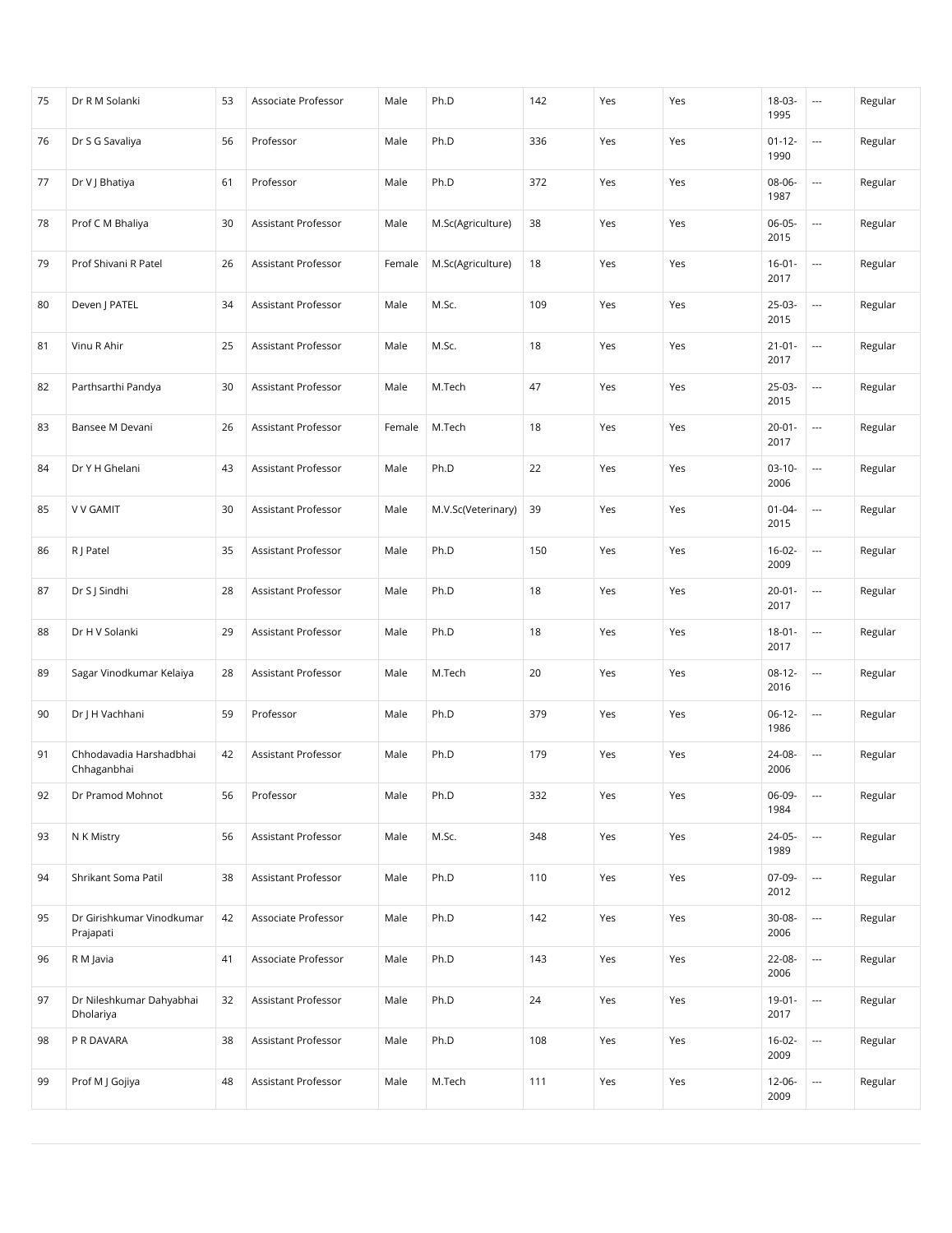| | | | | | | | | | | | |
|---|---|---|---|---|---|---|---|---|---|---|---|
| 75 | Dr R M Solanki | 53 | Associate Professor | Male | Ph.D | 142 | Yes | Yes | 18-03-1995 | --- | Regular |
| 76 | Dr S G Savaliya | 56 | Professor | Male | Ph.D | 336 | Yes | Yes | 01-12-1990 | --- | Regular |
| 77 | Dr V J Bhatiya | 61 | Professor | Male | Ph.D | 372 | Yes | Yes | 08-06-1987 | --- | Regular |
| 78 | Prof C M Bhaliya | 30 | Assistant Professor | Male | M.Sc(Agriculture) | 38 | Yes | Yes | 06-05-2015 | --- | Regular |
| 79 | Prof Shivani R Patel | 26 | Assistant Professor | Female | M.Sc(Agriculture) | 18 | Yes | Yes | 16-01-2017 | --- | Regular |
| 80 | Deven J PATEL | 34 | Assistant Professor | Male | M.Sc. | 109 | Yes | Yes | 25-03-2015 | --- | Regular |
| 81 | Vinu R Ahir | 25 | Assistant Professor | Male | M.Sc. | 18 | Yes | Yes | 21-01-2017 | --- | Regular |
| 82 | Parthsarthi Pandya | 30 | Assistant Professor | Male | M.Tech | 47 | Yes | Yes | 25-03-2015 | --- | Regular |
| 83 | Bansee M Devani | 26 | Assistant Professor | Female | M.Tech | 18 | Yes | Yes | 20-01-2017 | --- | Regular |
| 84 | Dr Y H Ghelani | 43 | Assistant Professor | Male | Ph.D | 22 | Yes | Yes | 03-10-2006 | --- | Regular |
| 85 | V V GAMIT | 30 | Assistant Professor | Male | M.V.Sc(Veterinary) | 39 | Yes | Yes | 01-04-2015 | --- | Regular |
| 86 | R J Patel | 35 | Assistant Professor | Male | Ph.D | 150 | Yes | Yes | 16-02-2009 | --- | Regular |
| 87 | Dr S J Sindhi | 28 | Assistant Professor | Male | Ph.D | 18 | Yes | Yes | 20-01-2017 | --- | Regular |
| 88 | Dr H V Solanki | 29 | Assistant Professor | Male | Ph.D | 18 | Yes | Yes | 18-01-2017 | --- | Regular |
| 89 | Sagar Vinodkumar Kelaiya | 28 | Assistant Professor | Male | M.Tech | 20 | Yes | Yes | 08-12-2016 | --- | Regular |
| 90 | Dr J H Vachhani | 59 | Professor | Male | Ph.D | 379 | Yes | Yes | 06-12-1986 | --- | Regular |
| 91 | Chhodavadia Harshadbhai Chhaganbhai | 42 | Assistant Professor | Male | Ph.D | 179 | Yes | Yes | 24-08-2006 | --- | Regular |
| 92 | Dr Pramod Mohnot | 56 | Professor | Male | Ph.D | 332 | Yes | Yes | 06-09-1984 | --- | Regular |
| 93 | N K Mistry | 56 | Assistant Professor | Male | M.Sc. | 348 | Yes | Yes | 24-05-1989 | --- | Regular |
| 94 | Shrikant Soma Patil | 38 | Assistant Professor | Male | Ph.D | 110 | Yes | Yes | 07-09-2012 | --- | Regular |
| 95 | Dr Girishkumar Vinodkumar Prajapati | 42 | Associate Professor | Male | Ph.D | 142 | Yes | Yes | 30-08-2006 | --- | Regular |
| 96 | R M Javia | 41 | Associate Professor | Male | Ph.D | 143 | Yes | Yes | 22-08-2006 | --- | Regular |
| 97 | Dr Nileshkumar Dahyabhai Dholariya | 32 | Assistant Professor | Male | Ph.D | 24 | Yes | Yes | 19-01-2017 | --- | Regular |
| 98 | P R DAVARA | 38 | Assistant Professor | Male | Ph.D | 108 | Yes | Yes | 16-02-2009 | --- | Regular |
| 99 | Prof M J Gojiya | 48 | Assistant Professor | Male | M.Tech | 111 | Yes | Yes | 12-06-2009 | --- | Regular |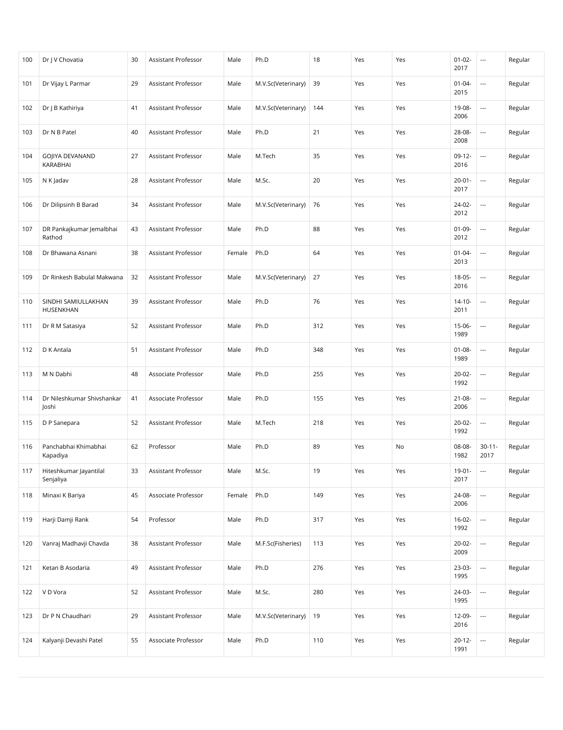| 100 | Dr J V Chovatia | 30 | Assistant Professor | Male | Ph.D | 18 | Yes | Yes | 01-02-2017 | --- | Regular |
|---|---|---|---|---|---|---|---|---|---|---|---|
| 101 | Dr Vijay L Parmar | 29 | Assistant Professor | Male | M.V.Sc(Veterinary) | 39 | Yes | Yes | 01-04-2015 | --- | Regular |
| 102 | Dr J B Kathiriya | 41 | Assistant Professor | Male | M.V.Sc(Veterinary) | 144 | Yes | Yes | 19-08-2006 | --- | Regular |
| 103 | Dr N B Patel | 40 | Assistant Professor | Male | Ph.D | 21 | Yes | Yes | 28-08-2008 | --- | Regular |
| 104 | GOJIYA DEVANAND KARABHAI | 27 | Assistant Professor | Male | M.Tech | 35 | Yes | Yes | 09-12-2016 | --- | Regular |
| 105 | N K Jadav | 28 | Assistant Professor | Male | M.Sc. | 20 | Yes | Yes | 20-01-2017 | --- | Regular |
| 106 | Dr Dilipsinh B Barad | 34 | Assistant Professor | Male | M.V.Sc(Veterinary) | 76 | Yes | Yes | 24-02-2012 | --- | Regular |
| 107 | DR Pankajkumar Jemalbhai Rathod | 43 | Assistant Professor | Male | Ph.D | 88 | Yes | Yes | 01-09-2012 | --- | Regular |
| 108 | Dr Bhawana Asnani | 38 | Assistant Professor | Female | Ph.D | 64 | Yes | Yes | 01-04-2013 | --- | Regular |
| 109 | Dr Rinkesh Babulal Makwana | 32 | Assistant Professor | Male | M.V.Sc(Veterinary) | 27 | Yes | Yes | 18-05-2016 | --- | Regular |
| 110 | SINDHI SAMIULLAKHAN HUSENKHAN | 39 | Assistant Professor | Male | Ph.D | 76 | Yes | Yes | 14-10-2011 | --- | Regular |
| 111 | Dr R M Satasiya | 52 | Assistant Professor | Male | Ph.D | 312 | Yes | Yes | 15-06-1989 | --- | Regular |
| 112 | D K Antala | 51 | Assistant Professor | Male | Ph.D | 348 | Yes | Yes | 01-08-1989 | --- | Regular |
| 113 | M N Dabhi | 48 | Associate Professor | Male | Ph.D | 255 | Yes | Yes | 20-02-1992 | --- | Regular |
| 114 | Dr Nileshkumar Shivshankar Joshi | 41 | Associate Professor | Male | Ph.D | 155 | Yes | Yes | 21-08-2006 | --- | Regular |
| 115 | D P Sanepara | 52 | Assistant Professor | Male | M.Tech | 218 | Yes | Yes | 20-02-1992 | --- | Regular |
| 116 | Panchabhai Khimabhai Kapadiya | 62 | Professor | Male | Ph.D | 89 | Yes | No | 08-08-1982 | 30-11-2017 | Regular |
| 117 | Hiteshkumar Jayantilal Senjaliya | 33 | Assistant Professor | Male | M.Sc. | 19 | Yes | Yes | 19-01-2017 | --- | Regular |
| 118 | Minaxi K Bariya | 45 | Associate Professor | Female | Ph.D | 149 | Yes | Yes | 24-08-2006 | --- | Regular |
| 119 | Harji Damji Rank | 54 | Professor | Male | Ph.D | 317 | Yes | Yes | 16-02-1992 | --- | Regular |
| 120 | Vanraj Madhavji Chavda | 38 | Assistant Professor | Male | M.F.Sc(Fisheries) | 113 | Yes | Yes | 20-02-2009 | --- | Regular |
| 121 | Ketan B Asodaria | 49 | Assistant Professor | Male | Ph.D | 276 | Yes | Yes | 23-03-1995 | --- | Regular |
| 122 | V D Vora | 52 | Assistant Professor | Male | M.Sc. | 280 | Yes | Yes | 24-03-1995 | --- | Regular |
| 123 | Dr P N Chaudhari | 29 | Assistant Professor | Male | M.V.Sc(Veterinary) | 19 | Yes | Yes | 12-09-2016 | --- | Regular |
| 124 | Kalyanji Devashi Patel | 55 | Associate Professor | Male | Ph.D | 110 | Yes | Yes | 20-12-1991 | --- | Regular |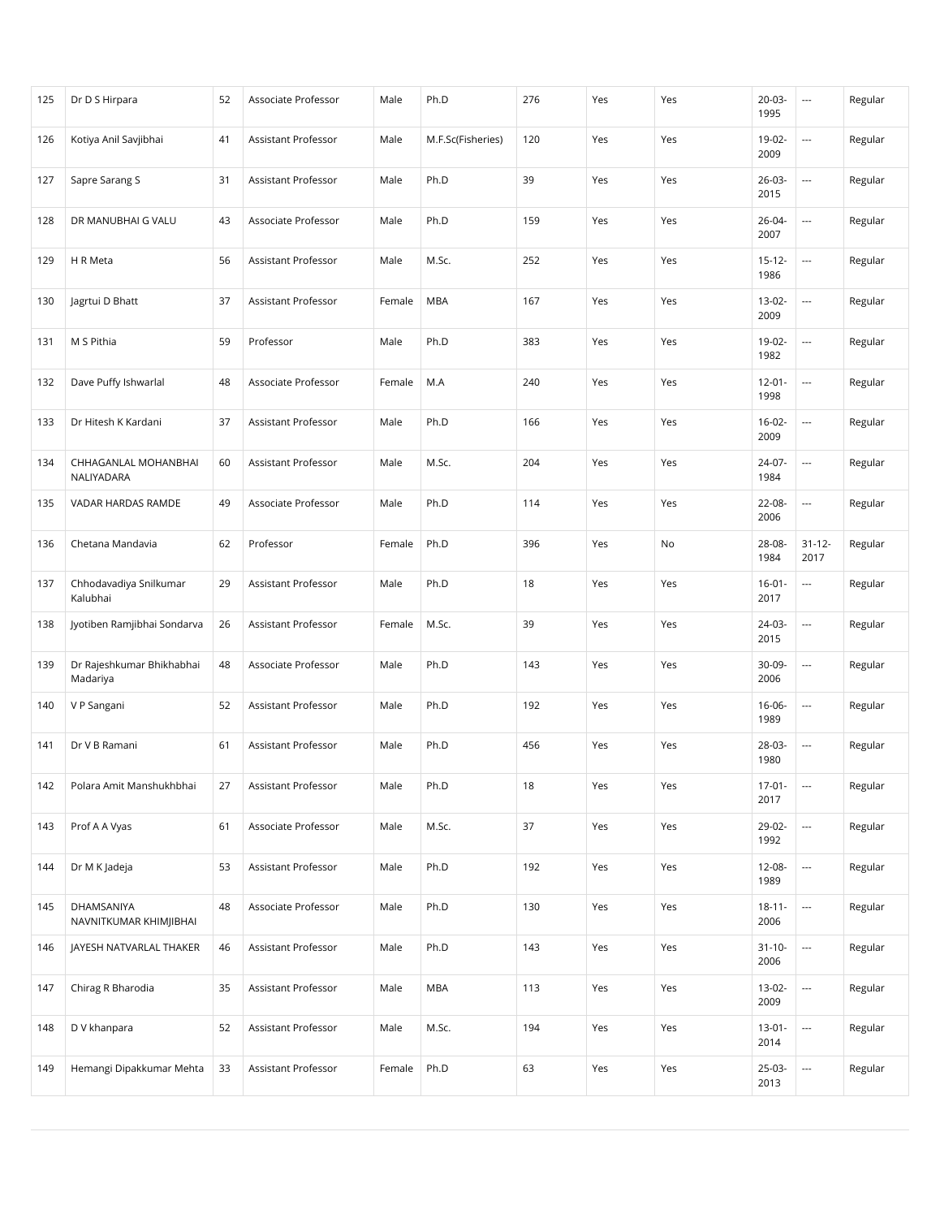| | | | | | | | | | | | |
|---|---|---|---|---|---|---|---|---|---|---|---|
| 125 | Dr D S Hirpara | 52 | Associate Professor | Male | Ph.D | 276 | Yes | Yes | 20-03-1995 | --- | Regular |
| 126 | Kotiya Anil Savjibhai | 41 | Assistant Professor | Male | M.F.Sc(Fisheries) | 120 | Yes | Yes | 19-02-2009 | --- | Regular |
| 127 | Sapre Sarang S | 31 | Assistant Professor | Male | Ph.D | 39 | Yes | Yes | 26-03-2015 | --- | Regular |
| 128 | DR MANUBHAI G VALU | 43 | Associate Professor | Male | Ph.D | 159 | Yes | Yes | 26-04-2007 | --- | Regular |
| 129 | H R Meta | 56 | Assistant Professor | Male | M.Sc. | 252 | Yes | Yes | 15-12-1986 | --- | Regular |
| 130 | Jagrtui D Bhatt | 37 | Assistant Professor | Female | MBA | 167 | Yes | Yes | 13-02-2009 | --- | Regular |
| 131 | M S Pithia | 59 | Professor | Male | Ph.D | 383 | Yes | Yes | 19-02-1982 | --- | Regular |
| 132 | Dave Puffy Ishwarlal | 48 | Associate Professor | Female | M.A | 240 | Yes | Yes | 12-01-1998 | --- | Regular |
| 133 | Dr Hitesh K Kardani | 37 | Assistant Professor | Male | Ph.D | 166 | Yes | Yes | 16-02-2009 | --- | Regular |
| 134 | CHHAGANLAL MOHANBHAI NALIYADARA | 60 | Assistant Professor | Male | M.Sc. | 204 | Yes | Yes | 24-07-1984 | --- | Regular |
| 135 | VADAR HARDAS RAMDE | 49 | Associate Professor | Male | Ph.D | 114 | Yes | Yes | 22-08-2006 | --- | Regular |
| 136 | Chetana Mandavia | 62 | Professor | Female | Ph.D | 396 | Yes | No | 28-08-1984 | 31-12-2017 | Regular |
| 137 | Chhodavadiya Snilkumar Kalubhai | 29 | Assistant Professor | Male | Ph.D | 18 | Yes | Yes | 16-01-2017 | --- | Regular |
| 138 | Jyotiben Ramjibhai Sondarva | 26 | Assistant Professor | Female | M.Sc. | 39 | Yes | Yes | 24-03-2015 | --- | Regular |
| 139 | Dr Rajeshkumar Bhikhabhai Madariya | 48 | Associate Professor | Male | Ph.D | 143 | Yes | Yes | 30-09-2006 | --- | Regular |
| 140 | V P Sangani | 52 | Assistant Professor | Male | Ph.D | 192 | Yes | Yes | 16-06-1989 | --- | Regular |
| 141 | Dr V B Ramani | 61 | Assistant Professor | Male | Ph.D | 456 | Yes | Yes | 28-03-1980 | --- | Regular |
| 142 | Polara Amit Manshukhbhai | 27 | Assistant Professor | Male | Ph.D | 18 | Yes | Yes | 17-01-2017 | --- | Regular |
| 143 | Prof A A Vyas | 61 | Associate Professor | Male | M.Sc. | 37 | Yes | Yes | 29-02-1992 | --- | Regular |
| 144 | Dr M K Jadeja | 53 | Assistant Professor | Male | Ph.D | 192 | Yes | Yes | 12-08-1989 | --- | Regular |
| 145 | DHAMSANIYA NAVNITKUMAR KHIMJIBHAI | 48 | Associate Professor | Male | Ph.D | 130 | Yes | Yes | 18-11-2006 | --- | Regular |
| 146 | JAYESH NATVARLAL THAKER | 46 | Assistant Professor | Male | Ph.D | 143 | Yes | Yes | 31-10-2006 | --- | Regular |
| 147 | Chirag R Bharodia | 35 | Assistant Professor | Male | MBA | 113 | Yes | Yes | 13-02-2009 | --- | Regular |
| 148 | D V khanpara | 52 | Assistant Professor | Male | M.Sc. | 194 | Yes | Yes | 13-01-2014 | --- | Regular |
| 149 | Hemangi Dipakkumar Mehta | 33 | Assistant Professor | Female | Ph.D | 63 | Yes | Yes | 25-03-2013 | --- | Regular |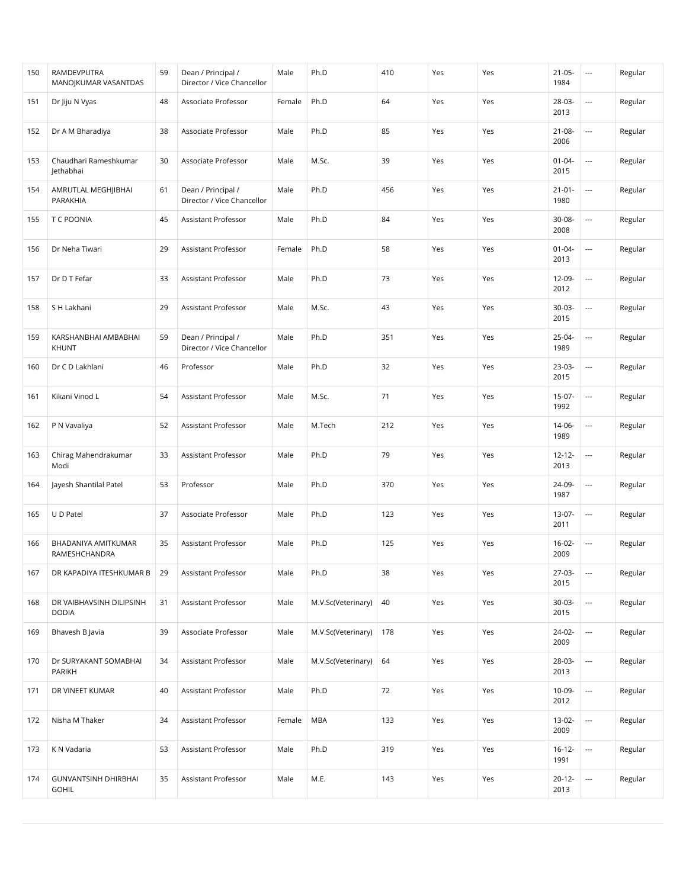| 150 | RAMDEVPUTRA MANOJKUMAR VASANTDAS | 59 | Dean / Principal / Director / Vice Chancellor | Male | Ph.D | 410 | Yes | Yes | 21-05-1984 | --- | Regular |
|---|---|---|---|---|---|---|---|---|---|---|---|
| 151 | Dr Jiju N Vyas | 48 | Associate Professor | Female | Ph.D | 64 | Yes | Yes | 28-03-2013 | --- | Regular |
| 152 | Dr A M Bharadiya | 38 | Associate Professor | Male | Ph.D | 85 | Yes | Yes | 21-08-2006 | --- | Regular |
| 153 | Chaudhari Rameshkumar Jethabhai | 30 | Associate Professor | Male | M.Sc. | 39 | Yes | Yes | 01-04-2015 | --- | Regular |
| 154 | AMRUTLAL MEGHJIBHAI PARAKHIA | 61 | Dean / Principal / Director / Vice Chancellor | Male | Ph.D | 456 | Yes | Yes | 21-01-1980 | --- | Regular |
| 155 | T C POONIA | 45 | Assistant Professor | Male | Ph.D | 84 | Yes | Yes | 30-08-2008 | --- | Regular |
| 156 | Dr Neha Tiwari | 29 | Assistant Professor | Female | Ph.D | 58 | Yes | Yes | 01-04-2013 | --- | Regular |
| 157 | Dr D T Fefar | 33 | Assistant Professor | Male | Ph.D | 73 | Yes | Yes | 12-09-2012 | --- | Regular |
| 158 | S H Lakhani | 29 | Assistant Professor | Male | M.Sc. | 43 | Yes | Yes | 30-03-2015 | --- | Regular |
| 159 | KARSHANBHAI AMBABHAI KHUNT | 59 | Dean / Principal / Director / Vice Chancellor | Male | Ph.D | 351 | Yes | Yes | 25-04-1989 | --- | Regular |
| 160 | Dr C D Lakhlani | 46 | Professor | Male | Ph.D | 32 | Yes | Yes | 23-03-2015 | --- | Regular |
| 161 | Kikani Vinod L | 54 | Assistant Professor | Male | M.Sc. | 71 | Yes | Yes | 15-07-1992 | --- | Regular |
| 162 | P N Vavaliya | 52 | Assistant Professor | Male | M.Tech | 212 | Yes | Yes | 14-06-1989 | --- | Regular |
| 163 | Chirag Mahendrakumar Modi | 33 | Assistant Professor | Male | Ph.D | 79 | Yes | Yes | 12-12-2013 | --- | Regular |
| 164 | Jayesh Shantilal Patel | 53 | Professor | Male | Ph.D | 370 | Yes | Yes | 24-09-1987 | --- | Regular |
| 165 | U D Patel | 37 | Associate Professor | Male | Ph.D | 123 | Yes | Yes | 13-07-2011 | --- | Regular |
| 166 | BHADANIYA AMITKUMAR RAMESHCHANDRA | 35 | Assistant Professor | Male | Ph.D | 125 | Yes | Yes | 16-02-2009 | --- | Regular |
| 167 | DR KAPADIYA ITESHKUMAR B | 29 | Assistant Professor | Male | Ph.D | 38 | Yes | Yes | 27-03-2015 | --- | Regular |
| 168 | DR VAIBHAVSINH DILIPSINH DODIA | 31 | Assistant Professor | Male | M.V.Sc(Veterinary) | 40 | Yes | Yes | 30-03-2015 | --- | Regular |
| 169 | Bhavesh B Javia | 39 | Associate Professor | Male | M.V.Sc(Veterinary) | 178 | Yes | Yes | 24-02-2009 | --- | Regular |
| 170 | Dr SURYAKANT SOMABHAI PARIKH | 34 | Assistant Professor | Male | M.V.Sc(Veterinary) | 64 | Yes | Yes | 28-03-2013 | --- | Regular |
| 171 | DR VINEET KUMAR | 40 | Assistant Professor | Male | Ph.D | 72 | Yes | Yes | 10-09-2012 | --- | Regular |
| 172 | Nisha M Thaker | 34 | Assistant Professor | Female | MBA | 133 | Yes | Yes | 13-02-2009 | --- | Regular |
| 173 | K N Vadaria | 53 | Assistant Professor | Male | Ph.D | 319 | Yes | Yes | 16-12-1991 | --- | Regular |
| 174 | GUNVANTSINH DHIRBHAI GOHIL | 35 | Assistant Professor | Male | M.E. | 143 | Yes | Yes | 20-12-2013 | --- | Regular |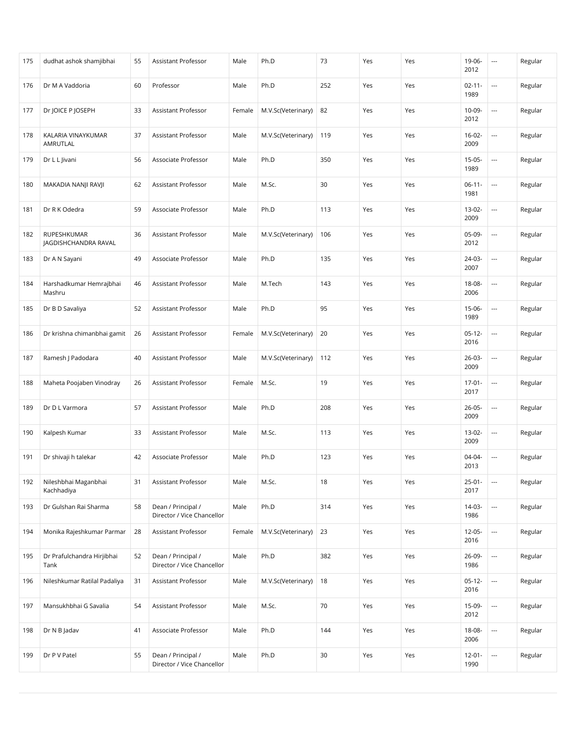| 175 | dudhat ashok shamjibhai | 55 | Assistant Professor | Male | Ph.D | 73 | Yes | Yes | 19-06-2012 | --- | Regular |
|---|---|---|---|---|---|---|---|---|---|---|---|
| 176 | Dr M A Vaddoria | 60 | Professor | Male | Ph.D | 252 | Yes | Yes | 02-11-1989 | --- | Regular |
| 177 | Dr JOICE P JOSEPH | 33 | Assistant Professor | Female | M.V.Sc(Veterinary) | 82 | Yes | Yes | 10-09-2012 | --- | Regular |
| 178 | KALARIA VINAYKUMAR AMRUTLAL | 37 | Assistant Professor | Male | M.V.Sc(Veterinary) | 119 | Yes | Yes | 16-02-2009 | --- | Regular |
| 179 | Dr L L Jivani | 56 | Associate Professor | Male | Ph.D | 350 | Yes | Yes | 15-05-1989 | --- | Regular |
| 180 | MAKADIA NANJI RAVJI | 62 | Assistant Professor | Male | M.Sc. | 30 | Yes | Yes | 06-11-1981 | --- | Regular |
| 181 | Dr R K Odedra | 59 | Associate Professor | Male | Ph.D | 113 | Yes | Yes | 13-02-2009 | --- | Regular |
| 182 | RUPESHKUMAR JAGDISHCHANDRA RAVAL | 36 | Assistant Professor | Male | M.V.Sc(Veterinary) | 106 | Yes | Yes | 05-09-2012 | --- | Regular |
| 183 | Dr A N Sayani | 49 | Associate Professor | Male | Ph.D | 135 | Yes | Yes | 24-03-2007 | --- | Regular |
| 184 | Harshadkumar Hemrajbhai Mashru | 46 | Assistant Professor | Male | M.Tech | 143 | Yes | Yes | 18-08-2006 | --- | Regular |
| 185 | Dr B D Savaliya | 52 | Assistant Professor | Male | Ph.D | 95 | Yes | Yes | 15-06-1989 | --- | Regular |
| 186 | Dr krishna chimanbhai gamit | 26 | Assistant Professor | Female | M.V.Sc(Veterinary) | 20 | Yes | Yes | 05-12-2016 | --- | Regular |
| 187 | Ramesh J Padodara | 40 | Assistant Professor | Male | M.V.Sc(Veterinary) | 112 | Yes | Yes | 26-03-2009 | --- | Regular |
| 188 | Maheta Poojaben Vinodray | 26 | Assistant Professor | Female | M.Sc. | 19 | Yes | Yes | 17-01-2017 | --- | Regular |
| 189 | Dr D L Varmora | 57 | Assistant Professor | Male | Ph.D | 208 | Yes | Yes | 26-05-2009 | --- | Regular |
| 190 | Kalpesh Kumar | 33 | Assistant Professor | Male | M.Sc. | 113 | Yes | Yes | 13-02-2009 | --- | Regular |
| 191 | Dr shivaji h talekar | 42 | Associate Professor | Male | Ph.D | 123 | Yes | Yes | 04-04-2013 | --- | Regular |
| 192 | Nileshbhai Maganbhai Kachhadiya | 31 | Assistant Professor | Male | M.Sc. | 18 | Yes | Yes | 25-01-2017 | --- | Regular |
| 193 | Dr Gulshan Rai Sharma | 58 | Dean / Principal / Director / Vice Chancellor | Male | Ph.D | 314 | Yes | Yes | 14-03-1986 | --- | Regular |
| 194 | Monika Rajeshkumar Parmar | 28 | Assistant Professor | Female | M.V.Sc(Veterinary) | 23 | Yes | Yes | 12-05-2016 | --- | Regular |
| 195 | Dr Prafulchandra Hirjibhai Tank | 52 | Dean / Principal / Director / Vice Chancellor | Male | Ph.D | 382 | Yes | Yes | 26-09-1986 | --- | Regular |
| 196 | Nileshkumar Ratilal Padaliya | 31 | Assistant Professor | Male | M.V.Sc(Veterinary) | 18 | Yes | Yes | 05-12-2016 | --- | Regular |
| 197 | Mansukhbhai G Savalia | 54 | Assistant Professor | Male | M.Sc. | 70 | Yes | Yes | 15-09-2012 | --- | Regular |
| 198 | Dr N B Jadav | 41 | Associate Professor | Male | Ph.D | 144 | Yes | Yes | 18-08-2006 | --- | Regular |
| 199 | Dr P V Patel | 55 | Dean / Principal / Director / Vice Chancellor | Male | Ph.D | 30 | Yes | Yes | 12-01-1990 | --- | Regular |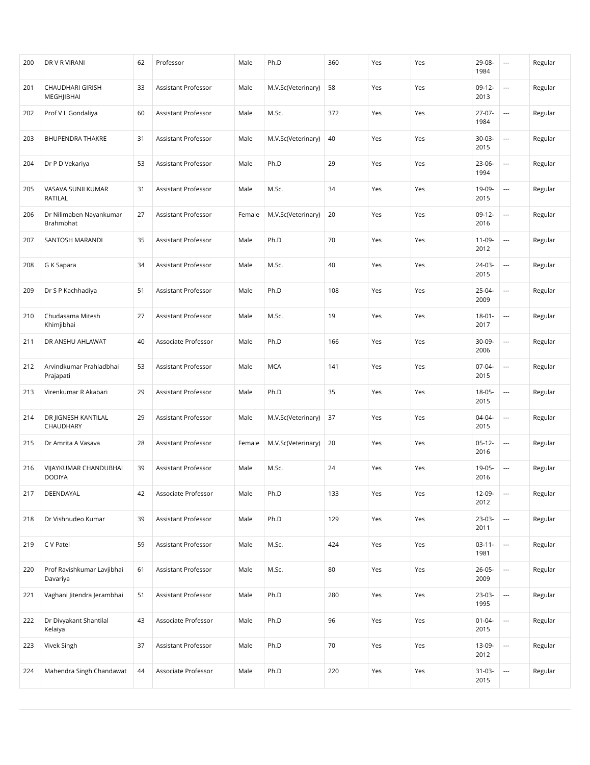| 200 | DR V R VIRANI | 62 | Professor | Male | Ph.D | 360 | Yes | Yes | 29-08-1984 | --- | Regular |
|---|---|---|---|---|---|---|---|---|---|---|---|
| 201 | CHAUDHARI GIRISH MEGHJIBHAI | 33 | Assistant Professor | Male | M.V.Sc(Veterinary) | 58 | Yes | Yes | 09-12-2013 | --- | Regular |
| 202 | Prof V L Gondaliya | 60 | Assistant Professor | Male | M.Sc. | 372 | Yes | Yes | 27-07-1984 | --- | Regular |
| 203 | BHUPENDRA THAKRE | 31 | Assistant Professor | Male | M.V.Sc(Veterinary) | 40 | Yes | Yes | 30-03-2015 | --- | Regular |
| 204 | Dr P D Vekariya | 53 | Assistant Professor | Male | Ph.D | 29 | Yes | Yes | 23-06-1994 | --- | Regular |
| 205 | VASAVA SUNILKUMAR RATILAL | 31 | Assistant Professor | Male | M.Sc. | 34 | Yes | Yes | 19-09-2015 | --- | Regular |
| 206 | Dr Nilimaben Nayankumar Brahmbhat | 27 | Assistant Professor | Female | M.V.Sc(Veterinary) | 20 | Yes | Yes | 09-12-2016 | --- | Regular |
| 207 | SANTOSH MARANDI | 35 | Assistant Professor | Male | Ph.D | 70 | Yes | Yes | 11-09-2012 | --- | Regular |
| 208 | G K Sapara | 34 | Assistant Professor | Male | M.Sc. | 40 | Yes | Yes | 24-03-2015 | --- | Regular |
| 209 | Dr S P Kachhadiya | 51 | Assistant Professor | Male | Ph.D | 108 | Yes | Yes | 25-04-2009 | --- | Regular |
| 210 | Chudasama Mitesh Khimjibhai | 27 | Assistant Professor | Male | M.Sc. | 19 | Yes | Yes | 18-01-2017 | --- | Regular |
| 211 | DR ANSHU AHLAWAT | 40 | Associate Professor | Male | Ph.D | 166 | Yes | Yes | 30-09-2006 | --- | Regular |
| 212 | Arvindkumar Prahladbhai Prajapati | 53 | Assistant Professor | Male | MCA | 141 | Yes | Yes | 07-04-2015 | --- | Regular |
| 213 | Virenkumar R Akabari | 29 | Assistant Professor | Male | Ph.D | 35 | Yes | Yes | 18-05-2015 | --- | Regular |
| 214 | DR JIGNESH KANTILAL CHAUDHARY | 29 | Assistant Professor | Male | M.V.Sc(Veterinary) | 37 | Yes | Yes | 04-04-2015 | --- | Regular |
| 215 | Dr Amrita A Vasava | 28 | Assistant Professor | Female | M.V.Sc(Veterinary) | 20 | Yes | Yes | 05-12-2016 | --- | Regular |
| 216 | VIJAYKUMAR CHANDUBHAI DODIYA | 39 | Assistant Professor | Male | M.Sc. | 24 | Yes | Yes | 19-05-2016 | --- | Regular |
| 217 | DEENDAYAL | 42 | Associate Professor | Male | Ph.D | 133 | Yes | Yes | 12-09-2012 | --- | Regular |
| 218 | Dr Vishnudeo Kumar | 39 | Assistant Professor | Male | Ph.D | 129 | Yes | Yes | 23-03-2011 | --- | Regular |
| 219 | C V Patel | 59 | Assistant Professor | Male | M.Sc. | 424 | Yes | Yes | 03-11-1981 | --- | Regular |
| 220 | Prof Ravishkumar Lavjibhai Davariya | 61 | Assistant Professor | Male | M.Sc. | 80 | Yes | Yes | 26-05-2009 | --- | Regular |
| 221 | Vaghani Jitendra Jerambhai | 51 | Assistant Professor | Male | Ph.D | 280 | Yes | Yes | 23-03-1995 | --- | Regular |
| 222 | Dr Divyakant Shantilal Kelaiya | 43 | Associate Professor | Male | Ph.D | 96 | Yes | Yes | 01-04-2015 | --- | Regular |
| 223 | Vivek Singh | 37 | Assistant Professor | Male | Ph.D | 70 | Yes | Yes | 13-09-2012 | --- | Regular |
| 224 | Mahendra Singh Chandawat | 44 | Associate Professor | Male | Ph.D | 220 | Yes | Yes | 31-03-2015 | --- | Regular |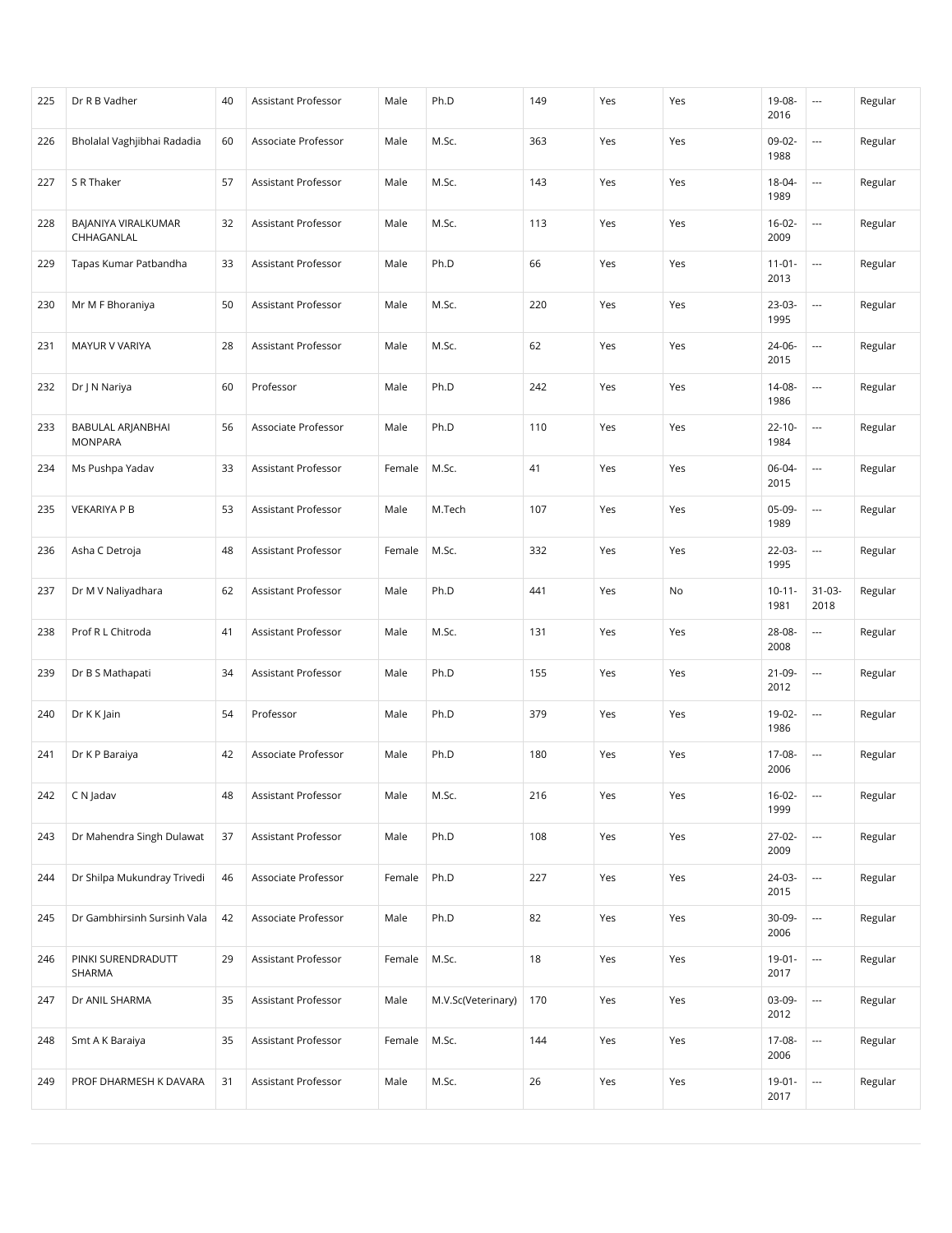| 225 | Dr R B Vadher | 40 | Assistant Professor | Male | Ph.D | 149 | Yes | Yes | 19-08-2016 | --- | Regular |
|---|---|---|---|---|---|---|---|---|---|---|---|
| 226 | Bholalal Vaghjibhai Radadia | 60 | Associate Professor | Male | M.Sc. | 363 | Yes | Yes | 09-02-1988 | --- | Regular |
| 227 | S R Thaker | 57 | Assistant Professor | Male | M.Sc. | 143 | Yes | Yes | 18-04-1989 | --- | Regular |
| 228 | BAJANIYA VIRALKUMAR CHHAGANLAL | 32 | Assistant Professor | Male | M.Sc. | 113 | Yes | Yes | 16-02-2009 | --- | Regular |
| 229 | Tapas Kumar Patbandha | 33 | Assistant Professor | Male | Ph.D | 66 | Yes | Yes | 11-01-2013 | --- | Regular |
| 230 | Mr M F Bhoraniya | 50 | Assistant Professor | Male | M.Sc. | 220 | Yes | Yes | 23-03-1995 | --- | Regular |
| 231 | MAYUR V VARIYA | 28 | Assistant Professor | Male | M.Sc. | 62 | Yes | Yes | 24-06-2015 | --- | Regular |
| 232 | Dr J N Nariya | 60 | Professor | Male | Ph.D | 242 | Yes | Yes | 14-08-1986 | --- | Regular |
| 233 | BABULAL ARJANBHAI MONPARA | 56 | Associate Professor | Male | Ph.D | 110 | Yes | Yes | 22-10-1984 | --- | Regular |
| 234 | Ms Pushpa Yadav | 33 | Assistant Professor | Female | M.Sc. | 41 | Yes | Yes | 06-04-2015 | --- | Regular |
| 235 | VEKARIYA P B | 53 | Assistant Professor | Male | M.Tech | 107 | Yes | Yes | 05-09-1989 | --- | Regular |
| 236 | Asha C Detroja | 48 | Assistant Professor | Female | M.Sc. | 332 | Yes | Yes | 22-03-1995 | --- | Regular |
| 237 | Dr M V Naliyadhara | 62 | Assistant Professor | Male | Ph.D | 441 | Yes | No | 10-11-1981 | 31-03-2018 | Regular |
| 238 | Prof R L Chitroda | 41 | Assistant Professor | Male | M.Sc. | 131 | Yes | Yes | 28-08-2008 | --- | Regular |
| 239 | Dr B S Mathapati | 34 | Assistant Professor | Male | Ph.D | 155 | Yes | Yes | 21-09-2012 | --- | Regular |
| 240 | Dr K K Jain | 54 | Professor | Male | Ph.D | 379 | Yes | Yes | 19-02-1986 | --- | Regular |
| 241 | Dr K P Baraiya | 42 | Associate Professor | Male | Ph.D | 180 | Yes | Yes | 17-08-2006 | --- | Regular |
| 242 | C N Jadav | 48 | Assistant Professor | Male | M.Sc. | 216 | Yes | Yes | 16-02-1999 | --- | Regular |
| 243 | Dr Mahendra Singh Dulawat | 37 | Assistant Professor | Male | Ph.D | 108 | Yes | Yes | 27-02-2009 | --- | Regular |
| 244 | Dr Shilpa Mukundray Trivedi | 46 | Associate Professor | Female | Ph.D | 227 | Yes | Yes | 24-03-2015 | --- | Regular |
| 245 | Dr Gambhirsinh Sursinh Vala | 42 | Associate Professor | Male | Ph.D | 82 | Yes | Yes | 30-09-2006 | --- | Regular |
| 246 | PINKI SURENDRADUTT SHARMA | 29 | Assistant Professor | Female | M.Sc. | 18 | Yes | Yes | 19-01-2017 | --- | Regular |
| 247 | Dr ANIL SHARMA | 35 | Assistant Professor | Male | M.V.Sc(Veterinary) | 170 | Yes | Yes | 03-09-2012 | --- | Regular |
| 248 | Smt A K Baraiya | 35 | Assistant Professor | Female | M.Sc. | 144 | Yes | Yes | 17-08-2006 | --- | Regular |
| 249 | PROF DHARMESH K DAVARA | 31 | Assistant Professor | Male | M.Sc. | 26 | Yes | Yes | 19-01-2017 | --- | Regular |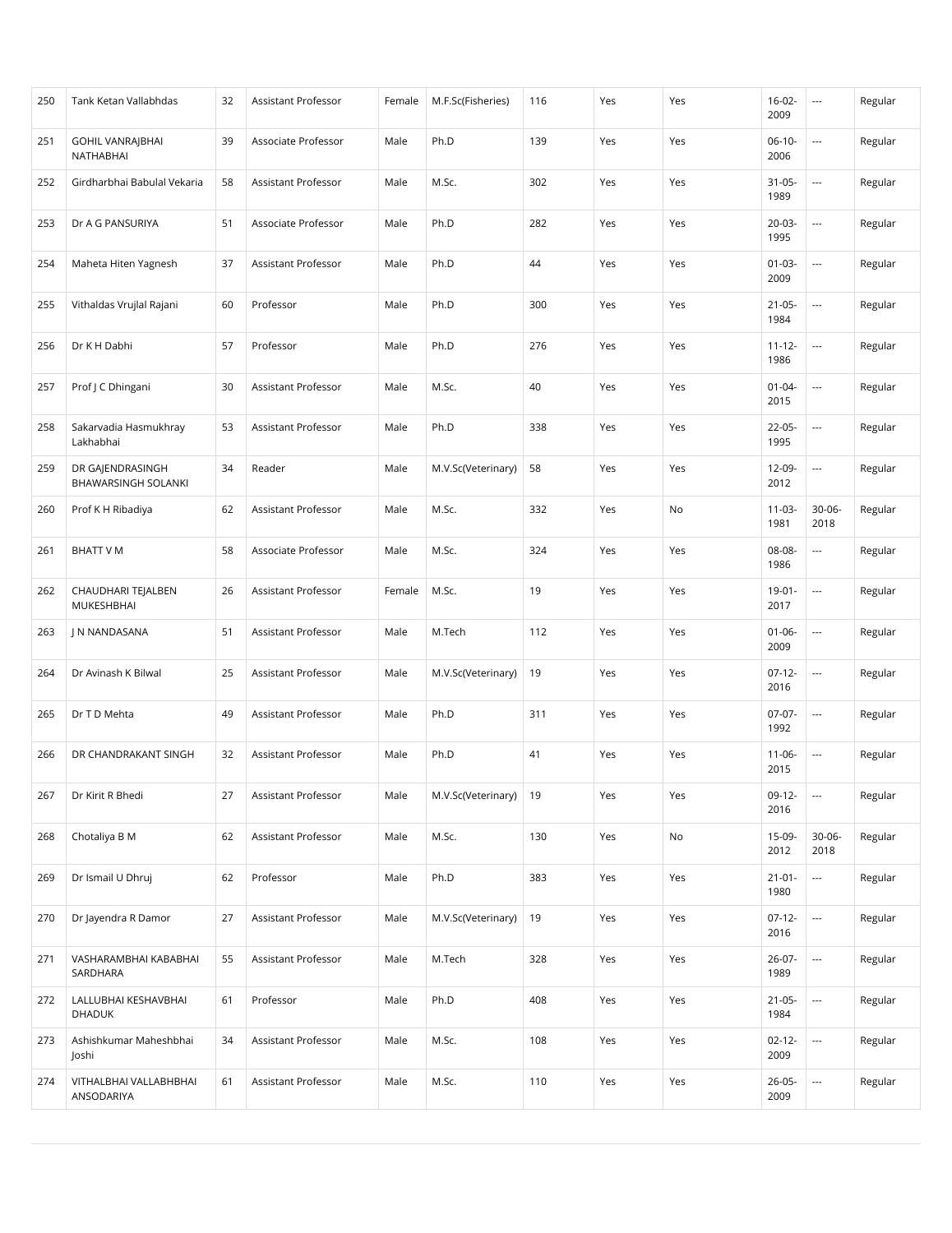| | | | | | | | | | | | |
|---|---|---|---|---|---|---|---|---|---|---|---|
| 250 | Tank Ketan Vallabhdas | 32 | Assistant Professor | Female | M.F.Sc(Fisheries) | 116 | Yes | Yes | 16-02-2009 | --- | Regular |
| 251 | GOHIL VANRAJBHAI NATHABHAI | 39 | Associate Professor | Male | Ph.D | 139 | Yes | Yes | 06-10-2006 | --- | Regular |
| 252 | Girdharbhai Babulal Vekaria | 58 | Assistant Professor | Male | M.Sc. | 302 | Yes | Yes | 31-05-1989 | --- | Regular |
| 253 | Dr A G PANSURIYA | 51 | Associate Professor | Male | Ph.D | 282 | Yes | Yes | 20-03-1995 | --- | Regular |
| 254 | Maheta Hiten Yagnesh | 37 | Assistant Professor | Male | Ph.D | 44 | Yes | Yes | 01-03-2009 | --- | Regular |
| 255 | Vithaldas Vrujlal Rajani | 60 | Professor | Male | Ph.D | 300 | Yes | Yes | 21-05-1984 | --- | Regular |
| 256 | Dr K H Dabhi | 57 | Professor | Male | Ph.D | 276 | Yes | Yes | 11-12-1986 | --- | Regular |
| 257 | Prof J C Dhingani | 30 | Assistant Professor | Male | M.Sc. | 40 | Yes | Yes | 01-04-2015 | --- | Regular |
| 258 | Sakarvadia Hasmukhray Lakhabhai | 53 | Assistant Professor | Male | Ph.D | 338 | Yes | Yes | 22-05-1995 | --- | Regular |
| 259 | DR GAJENDRASINGH BHAWARSINGH SOLANKI | 34 | Reader | Male | M.V.Sc(Veterinary) | 58 | Yes | Yes | 12-09-2012 | --- | Regular |
| 260 | Prof K H Ribadiya | 62 | Assistant Professor | Male | M.Sc. | 332 | Yes | No | 11-03-1981 | 30-06-2018 | Regular |
| 261 | BHATT V M | 58 | Associate Professor | Male | M.Sc. | 324 | Yes | Yes | 08-08-1986 | --- | Regular |
| 262 | CHAUDHARI TEJALBEN MUKESHBHAI | 26 | Assistant Professor | Female | M.Sc. | 19 | Yes | Yes | 19-01-2017 | --- | Regular |
| 263 | J N NANDASANA | 51 | Assistant Professor | Male | M.Tech | 112 | Yes | Yes | 01-06-2009 | --- | Regular |
| 264 | Dr Avinash K Bilwal | 25 | Assistant Professor | Male | M.V.Sc(Veterinary) | 19 | Yes | Yes | 07-12-2016 | --- | Regular |
| 265 | Dr T D Mehta | 49 | Assistant Professor | Male | Ph.D | 311 | Yes | Yes | 07-07-1992 | --- | Regular |
| 266 | DR CHANDRAKANT SINGH | 32 | Assistant Professor | Male | Ph.D | 41 | Yes | Yes | 11-06-2015 | --- | Regular |
| 267 | Dr Kirit R Bhedi | 27 | Assistant Professor | Male | M.V.Sc(Veterinary) | 19 | Yes | Yes | 09-12-2016 | --- | Regular |
| 268 | Chotaliya B M | 62 | Assistant Professor | Male | M.Sc. | 130 | Yes | No | 15-09-2012 | 30-06-2018 | Regular |
| 269 | Dr Ismail U Dhruj | 62 | Professor | Male | Ph.D | 383 | Yes | Yes | 21-01-1980 | --- | Regular |
| 270 | Dr Jayendra R Damor | 27 | Assistant Professor | Male | M.V.Sc(Veterinary) | 19 | Yes | Yes | 07-12-2016 | --- | Regular |
| 271 | VASHARAMBHAI KABABHAI SARDHARA | 55 | Assistant Professor | Male | M.Tech | 328 | Yes | Yes | 26-07-1989 | --- | Regular |
| 272 | LALLUBHAI KESHAVBHAI DHADUK | 61 | Professor | Male | Ph.D | 408 | Yes | Yes | 21-05-1984 | --- | Regular |
| 273 | Ashishkumar Maheshbhai Joshi | 34 | Assistant Professor | Male | M.Sc. | 108 | Yes | Yes | 02-12-2009 | --- | Regular |
| 274 | VITHALBHAI VALLABHBHAI ANSODARIYA | 61 | Assistant Professor | Male | M.Sc. | 110 | Yes | Yes | 26-05-2009 | --- | Regular |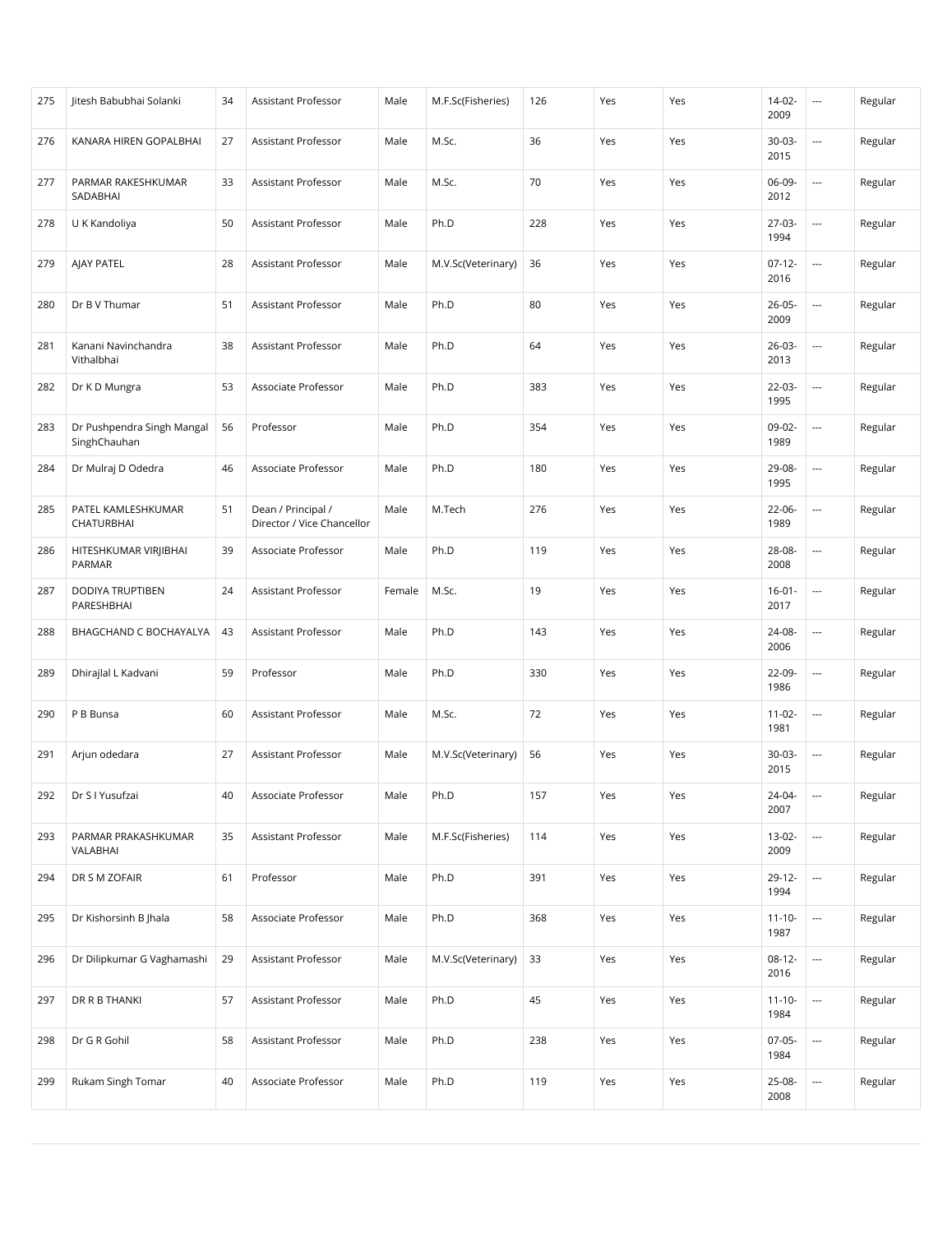| | | | | | | | | | | | |
|---|---|---|---|---|---|---|---|---|---|---|---|
| 275 | Jitesh Babubhai Solanki | 34 | Assistant Professor | Male | M.F.Sc(Fisheries) | 126 | Yes | Yes | 14-02-2009 | --- | Regular |
| 276 | KANARA HIREN GOPALBHAI | 27 | Assistant Professor | Male | M.Sc. | 36 | Yes | Yes | 30-03-2015 | --- | Regular |
| 277 | PARMAR RAKESHKUMAR SADABHAI | 33 | Assistant Professor | Male | M.Sc. | 70 | Yes | Yes | 06-09-2012 | --- | Regular |
| 278 | U K Kandoliya | 50 | Assistant Professor | Male | Ph.D | 228 | Yes | Yes | 27-03-1994 | --- | Regular |
| 279 | AJAY PATEL | 28 | Assistant Professor | Male | M.V.Sc(Veterinary) | 36 | Yes | Yes | 07-12-2016 | --- | Regular |
| 280 | Dr B V Thumar | 51 | Assistant Professor | Male | Ph.D | 80 | Yes | Yes | 26-05-2009 | --- | Regular |
| 281 | Kanani Navinchandra Vithalbhai | 38 | Assistant Professor | Male | Ph.D | 64 | Yes | Yes | 26-03-2013 | --- | Regular |
| 282 | Dr K D Mungra | 53 | Associate Professor | Male | Ph.D | 383 | Yes | Yes | 22-03-1995 | --- | Regular |
| 283 | Dr Pushpendra Singh Mangal SinghChauhan | 56 | Professor | Male | Ph.D | 354 | Yes | Yes | 09-02-1989 | --- | Regular |
| 284 | Dr Mulraj D Odedra | 46 | Associate Professor | Male | Ph.D | 180 | Yes | Yes | 29-08-1995 | --- | Regular |
| 285 | PATEL KAMLESHKUMAR CHATURBHAI | 51 | Dean / Principal / Director / Vice Chancellor | Male | M.Tech | 276 | Yes | Yes | 22-06-1989 | --- | Regular |
| 286 | HITESHKUMAR VIRJIBHAI PARMAR | 39 | Associate Professor | Male | Ph.D | 119 | Yes | Yes | 28-08-2008 | --- | Regular |
| 287 | DODIYA TRUPTIBEN PARESHBHAI | 24 | Assistant Professor | Female | M.Sc. | 19 | Yes | Yes | 16-01-2017 | --- | Regular |
| 288 | BHAGCHAND C BOCHAYALYA | 43 | Assistant Professor | Male | Ph.D | 143 | Yes | Yes | 24-08-2006 | --- | Regular |
| 289 | Dhirajlal L Kadvani | 59 | Professor | Male | Ph.D | 330 | Yes | Yes | 22-09-1986 | --- | Regular |
| 290 | P B Bunsa | 60 | Assistant Professor | Male | M.Sc. | 72 | Yes | Yes | 11-02-1981 | --- | Regular |
| 291 | Arjun odedara | 27 | Assistant Professor | Male | M.V.Sc(Veterinary) | 56 | Yes | Yes | 30-03-2015 | --- | Regular |
| 292 | Dr S I Yusufzai | 40 | Associate Professor | Male | Ph.D | 157 | Yes | Yes | 24-04-2007 | --- | Regular |
| 293 | PARMAR PRAKASHKUMAR VALABHAI | 35 | Assistant Professor | Male | M.F.Sc(Fisheries) | 114 | Yes | Yes | 13-02-2009 | --- | Regular |
| 294 | DR S M ZOFAIR | 61 | Professor | Male | Ph.D | 391 | Yes | Yes | 29-12-1994 | --- | Regular |
| 295 | Dr Kishorsinh B Jhala | 58 | Associate Professor | Male | Ph.D | 368 | Yes | Yes | 11-10-1987 | --- | Regular |
| 296 | Dr Dilipkumar G Vaghamashi | 29 | Assistant Professor | Male | M.V.Sc(Veterinary) | 33 | Yes | Yes | 08-12-2016 | --- | Regular |
| 297 | DR R B THANKI | 57 | Assistant Professor | Male | Ph.D | 45 | Yes | Yes | 11-10-1984 | --- | Regular |
| 298 | Dr G R Gohil | 58 | Assistant Professor | Male | Ph.D | 238 | Yes | Yes | 07-05-1984 | --- | Regular |
| 299 | Rukam Singh Tomar | 40 | Associate Professor | Male | Ph.D | 119 | Yes | Yes | 25-08-2008 | --- | Regular |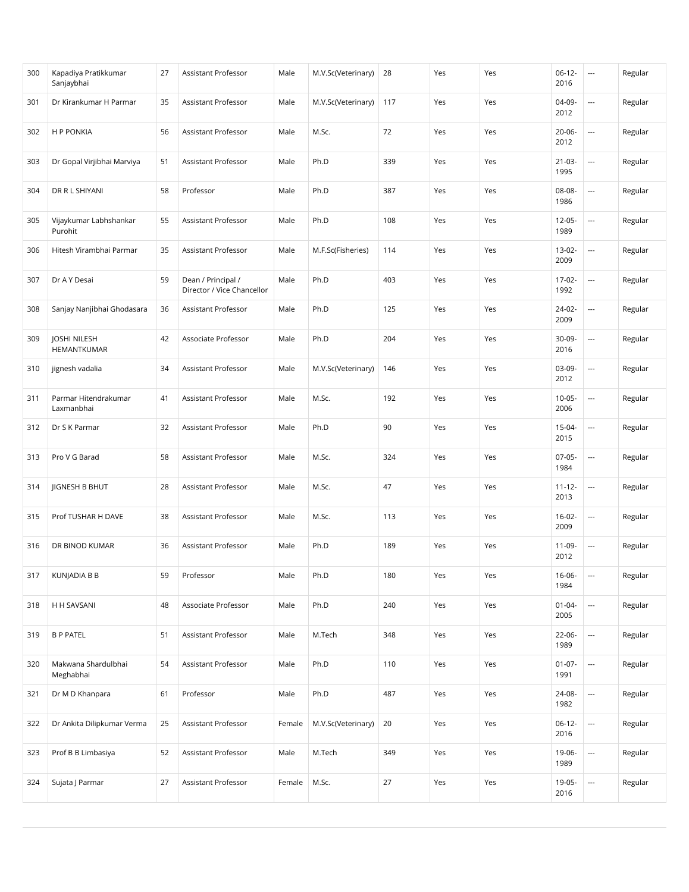| 300 | Kapadiya Pratikkumar Sanjaybhai | 27 | Assistant Professor | Male | M.V.Sc(Veterinary) | 28 | Yes | Yes | 06-12-2016 | --- | Regular |
|---|---|---|---|---|---|---|---|---|---|---|---|
| 301 | Dr Kirankumar H Parmar | 35 | Assistant Professor | Male | M.V.Sc(Veterinary) | 117 | Yes | Yes | 04-09-2012 | --- | Regular |
| 302 | H P PONKIA | 56 | Assistant Professor | Male | M.Sc. | 72 | Yes | Yes | 20-06-2012 | --- | Regular |
| 303 | Dr Gopal Virjibhai Marviya | 51 | Assistant Professor | Male | Ph.D | 339 | Yes | Yes | 21-03-1995 | --- | Regular |
| 304 | DR R L SHIYANI | 58 | Professor | Male | Ph.D | 387 | Yes | Yes | 08-08-1986 | --- | Regular |
| 305 | Vijaykumar Labhshankar Purohit | 55 | Assistant Professor | Male | Ph.D | 108 | Yes | Yes | 12-05-1989 | --- | Regular |
| 306 | Hitesh Virambhai Parmar | 35 | Assistant Professor | Male | M.F.Sc(Fisheries) | 114 | Yes | Yes | 13-02-2009 | --- | Regular |
| 307 | Dr A Y Desai | 59 | Dean / Principal / Director / Vice Chancellor | Male | Ph.D | 403 | Yes | Yes | 17-02-1992 | --- | Regular |
| 308 | Sanjay Nanjibhai Ghodasara | 36 | Assistant Professor | Male | Ph.D | 125 | Yes | Yes | 24-02-2009 | --- | Regular |
| 309 | JOSHI NILESH HEMANTKUMAR | 42 | Associate Professor | Male | Ph.D | 204 | Yes | Yes | 30-09-2016 | --- | Regular |
| 310 | jignesh vadalia | 34 | Assistant Professor | Male | M.V.Sc(Veterinary) | 146 | Yes | Yes | 03-09-2012 | --- | Regular |
| 311 | Parmar Hitendrakumar Laxmanbhai | 41 | Assistant Professor | Male | M.Sc. | 192 | Yes | Yes | 10-05-2006 | --- | Regular |
| 312 | Dr S K Parmar | 32 | Assistant Professor | Male | Ph.D | 90 | Yes | Yes | 15-04-2015 | --- | Regular |
| 313 | Pro V G Barad | 58 | Assistant Professor | Male | M.Sc. | 324 | Yes | Yes | 07-05-1984 | --- | Regular |
| 314 | JIGNESH B BHUT | 28 | Assistant Professor | Male | M.Sc. | 47 | Yes | Yes | 11-12-2013 | --- | Regular |
| 315 | Prof TUSHAR H DAVE | 38 | Assistant Professor | Male | M.Sc. | 113 | Yes | Yes | 16-02-2009 | --- | Regular |
| 316 | DR BINOD KUMAR | 36 | Assistant Professor | Male | Ph.D | 189 | Yes | Yes | 11-09-2012 | --- | Regular |
| 317 | KUNJADIA B B | 59 | Professor | Male | Ph.D | 180 | Yes | Yes | 16-06-1984 | --- | Regular |
| 318 | H H SAVSANI | 48 | Associate Professor | Male | Ph.D | 240 | Yes | Yes | 01-04-2005 | --- | Regular |
| 319 | B P PATEL | 51 | Assistant Professor | Male | M.Tech | 348 | Yes | Yes | 22-06-1989 | --- | Regular |
| 320 | Makwana Shardulbhai Meghabhai | 54 | Assistant Professor | Male | Ph.D | 110 | Yes | Yes | 01-07-1991 | --- | Regular |
| 321 | Dr M D Khanpara | 61 | Professor | Male | Ph.D | 487 | Yes | Yes | 24-08-1982 | --- | Regular |
| 322 | Dr Ankita Dilipkumar Verma | 25 | Assistant Professor | Female | M.V.Sc(Veterinary) | 20 | Yes | Yes | 06-12-2016 | --- | Regular |
| 323 | Prof B B Limbasiya | 52 | Assistant Professor | Male | M.Tech | 349 | Yes | Yes | 19-06-1989 | --- | Regular |
| 324 | Sujata J Parmar | 27 | Assistant Professor | Female | M.Sc. | 27 | Yes | Yes | 19-05-2016 | --- | Regular |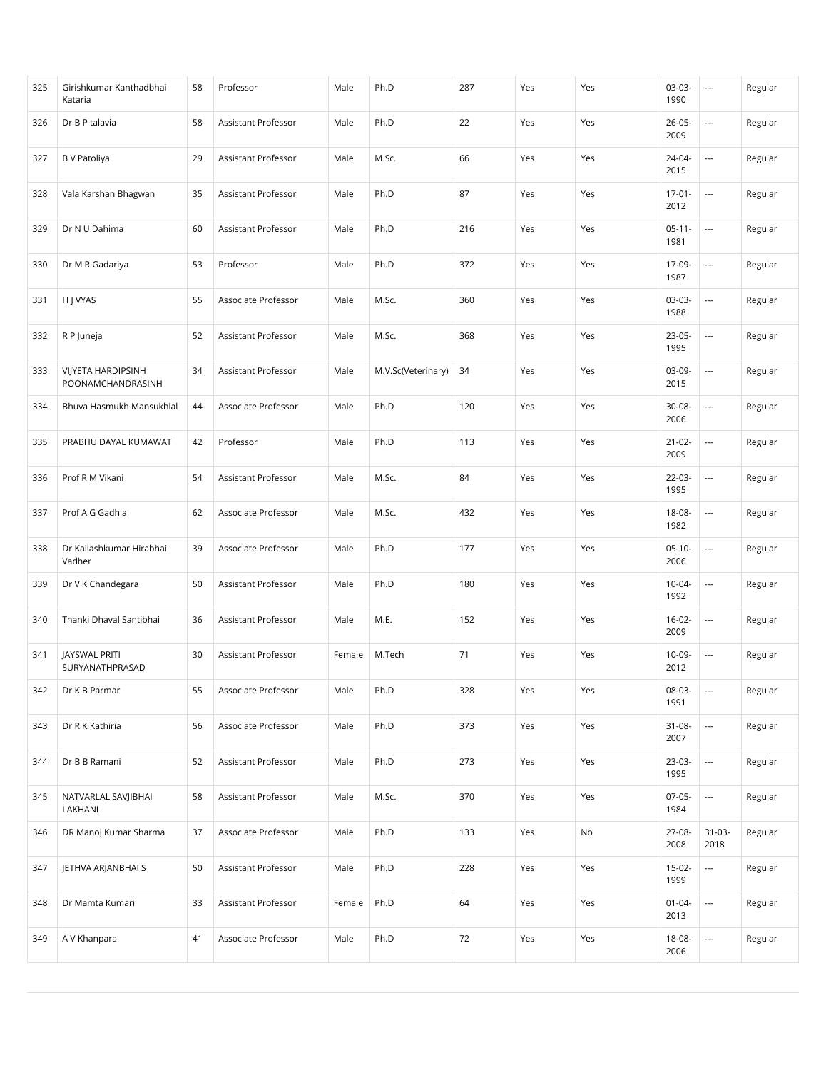| 325 | Girishkumar Kanthadbhai Kataria | 58 | Professor | Male | Ph.D | 287 | Yes | Yes | 03-03-1990 | --- | Regular |
|---|---|---|---|---|---|---|---|---|---|---|---|
| 326 | Dr B P talavia | 58 | Assistant Professor | Male | Ph.D | 22 | Yes | Yes | 26-05-2009 | --- | Regular |
| 327 | B V Patoliya | 29 | Assistant Professor | Male | M.Sc. | 66 | Yes | Yes | 24-04-2015 | --- | Regular |
| 328 | Vala Karshan Bhagwan | 35 | Assistant Professor | Male | Ph.D | 87 | Yes | Yes | 17-01-2012 | --- | Regular |
| 329 | Dr N U Dahima | 60 | Assistant Professor | Male | Ph.D | 216 | Yes | Yes | 05-11-1981 | --- | Regular |
| 330 | Dr M R Gadariya | 53 | Professor | Male | Ph.D | 372 | Yes | Yes | 17-09-1987 | --- | Regular |
| 331 | H J VYAS | 55 | Associate Professor | Male | M.Sc. | 360 | Yes | Yes | 03-03-1988 | --- | Regular |
| 332 | R P Juneja | 52 | Assistant Professor | Male | M.Sc. | 368 | Yes | Yes | 23-05-1995 | --- | Regular |
| 333 | VIJYETA HARDIPSINH POONAMCHANDRASINH | 34 | Assistant Professor | Male | M.V.Sc(Veterinary) | 34 | Yes | Yes | 03-09-2015 | --- | Regular |
| 334 | Bhuva Hasmukh Mansukhlal | 44 | Associate Professor | Male | Ph.D | 120 | Yes | Yes | 30-08-2006 | --- | Regular |
| 335 | PRABHU DAYAL KUMAWAT | 42 | Professor | Male | Ph.D | 113 | Yes | Yes | 21-02-2009 | --- | Regular |
| 336 | Prof R M Vikani | 54 | Assistant Professor | Male | M.Sc. | 84 | Yes | Yes | 22-03-1995 | --- | Regular |
| 337 | Prof A G Gadhia | 62 | Associate Professor | Male | M.Sc. | 432 | Yes | Yes | 18-08-1982 | --- | Regular |
| 338 | Dr Kailashkumar Hirabhai Vadher | 39 | Associate Professor | Male | Ph.D | 177 | Yes | Yes | 05-10-2006 | --- | Regular |
| 339 | Dr V K Chandegara | 50 | Assistant Professor | Male | Ph.D | 180 | Yes | Yes | 10-04-1992 | --- | Regular |
| 340 | Thanki Dhaval Santibhai | 36 | Assistant Professor | Male | M.E. | 152 | Yes | Yes | 16-02-2009 | --- | Regular |
| 341 | JAYSWAL PRITI SURYANATHPRASAD | 30 | Assistant Professor | Female | M.Tech | 71 | Yes | Yes | 10-09-2012 | --- | Regular |
| 342 | Dr K B Parmar | 55 | Associate Professor | Male | Ph.D | 328 | Yes | Yes | 08-03-1991 | --- | Regular |
| 343 | Dr R K Kathiria | 56 | Associate Professor | Male | Ph.D | 373 | Yes | Yes | 31-08-2007 | --- | Regular |
| 344 | Dr B B Ramani | 52 | Assistant Professor | Male | Ph.D | 273 | Yes | Yes | 23-03-1995 | --- | Regular |
| 345 | NATVARLAL SAVJIBHAI LAKHANI | 58 | Assistant Professor | Male | M.Sc. | 370 | Yes | Yes | 07-05-1984 | --- | Regular |
| 346 | DR Manoj Kumar Sharma | 37 | Associate Professor | Male | Ph.D | 133 | Yes | No | 27-08-2008 | 31-03-2018 | Regular |
| 347 | JETHVA ARJANBHAI S | 50 | Assistant Professor | Male | Ph.D | 228 | Yes | Yes | 15-02-1999 | --- | Regular |
| 348 | Dr Mamta Kumari | 33 | Assistant Professor | Female | Ph.D | 64 | Yes | Yes | 01-04-2013 | --- | Regular |
| 349 | A V Khanpara | 41 | Associate Professor | Male | Ph.D | 72 | Yes | Yes | 18-08-2006 | --- | Regular |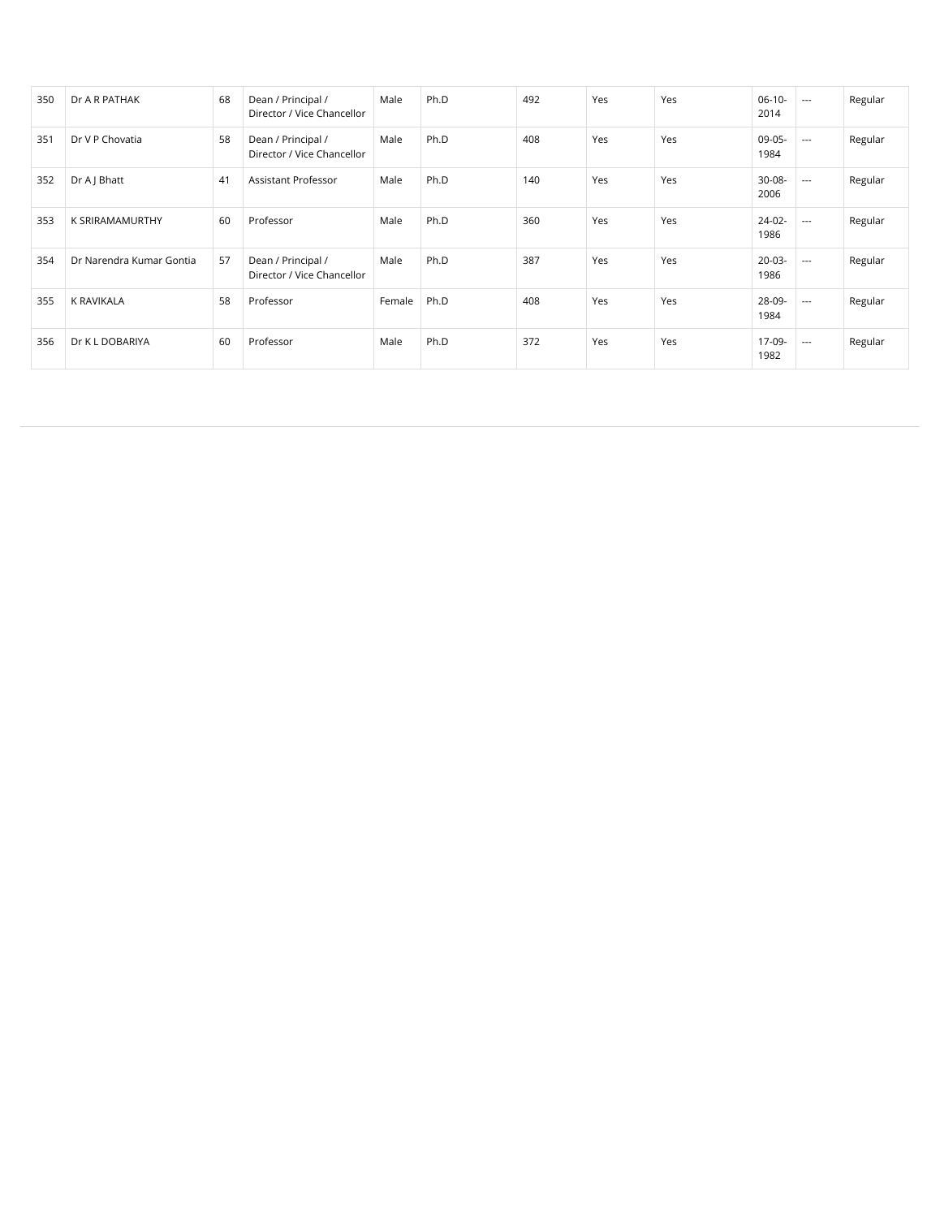| | | | | | | | | | | | |
|---|---|---|---|---|---|---|---|---|---|---|---|
| 350 | Dr A R PATHAK | 68 | Dean / Principal / Director / Vice Chancellor | Male | Ph.D | 492 | Yes | Yes | 06-10-2014 | --- | Regular |
| 351 | Dr V P Chovatia | 58 | Dean / Principal / Director / Vice Chancellor | Male | Ph.D | 408 | Yes | Yes | 09-05-1984 | --- | Regular |
| 352 | Dr A J Bhatt | 41 | Assistant Professor | Male | Ph.D | 140 | Yes | Yes | 30-08-2006 | --- | Regular |
| 353 | K SRIRAMAMURTHY | 60 | Professor | Male | Ph.D | 360 | Yes | Yes | 24-02-1986 | --- | Regular |
| 354 | Dr Narendra Kumar Gontia | 57 | Dean / Principal / Director / Vice Chancellor | Male | Ph.D | 387 | Yes | Yes | 20-03-1986 | --- | Regular |
| 355 | K RAVIKALA | 58 | Professor | Female | Ph.D | 408 | Yes | Yes | 28-09-1984 | --- | Regular |
| 356 | Dr K L DOBARIYA | 60 | Professor | Male | Ph.D | 372 | Yes | Yes | 17-09-1982 | --- | Regular |